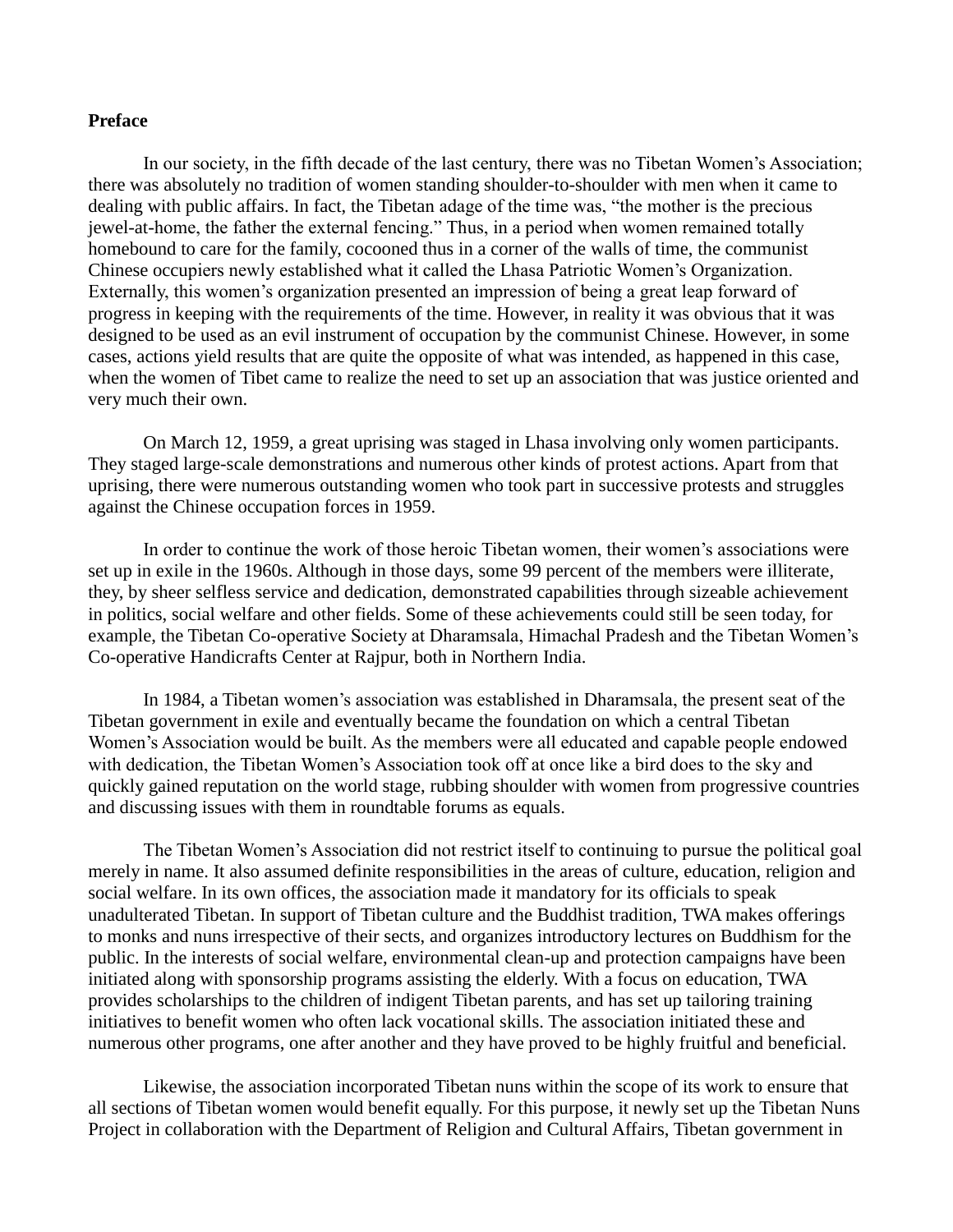**Preface**

In our society, in the fifth decade of the last century, there was no Tibetan Women's Association; there was absolutely no tradition of women standing shoulder-to-shoulder with men when it came to dealing with public affairs. In fact, the Tibetan adage of the time was, "the mother is the precious jewel-at-home, the father the external fencing." Thus, in a period when women remained totally homebound to care for the family, cocooned thus in a corner of the walls of time, the communist Chinese occupiers newly established what it called the Lhasa Patriotic Women's Organization. Externally, this women's organization presented an impression of being a great leap forward of progress in keeping with the requirements of the time. However, in reality it was obvious that it was designed to be used as an evil instrument of occupation by the communist Chinese. However, in some cases, actions yield results that are quite the opposite of what was intended, as happened in this case, when the women of Tibet came to realize the need to set up an association that was justice oriented and very much their own.

On March 12, 1959, a great uprising was staged in Lhasa involving only women participants. They staged large-scale demonstrations and numerous other kinds of protest actions. Apart from that uprising, there were numerous outstanding women who took part in successive protests and struggles against the Chinese occupation forces in 1959.

In order to continue the work of those heroic Tibetan women, their women's associations were set up in exile in the 1960s. Although in those days, some 99 percent of the members were illiterate, they, by sheer selfless service and dedication, demonstrated capabilities through sizeable achievement in politics, social welfare and other fields. Some of these achievements could still be seen today, for example, the Tibetan Co-operative Society at Dharamsala, Himachal Pradesh and the Tibetan Women's Co-operative Handicrafts Center at Rajpur, both in Northern India.

In 1984, a Tibetan women's association was established in Dharamsala, the present seat of the Tibetan government in exile and eventually became the foundation on which a central Tibetan Women's Association would be built. As the members were all educated and capable people endowed with dedication, the Tibetan Women's Association took off at once like a bird does to the sky and quickly gained reputation on the world stage, rubbing shoulder with women from progressive countries and discussing issues with them in roundtable forums as equals.

The Tibetan Women's Association did not restrict itself to continuing to pursue the political goal merely in name. It also assumed definite responsibilities in the areas of culture, education, religion and social welfare. In its own offices, the association made it mandatory for its officials to speak unadulterated Tibetan. In support of Tibetan culture and the Buddhist tradition, TWA makes offerings to monks and nuns irrespective of their sects, and organizes introductory lectures on Buddhism for the public. In the interests of social welfare, environmental clean-up and protection campaigns have been initiated along with sponsorship programs assisting the elderly. With a focus on education, TWA provides scholarships to the children of indigent Tibetan parents, and has set up tailoring training initiatives to benefit women who often lack vocational skills. The association initiated these and numerous other programs, one after another and they have proved to be highly fruitful and beneficial.

Likewise, the association incorporated Tibetan nuns within the scope of its work to ensure that all sections of Tibetan women would benefit equally. For this purpose, it newly set up the Tibetan Nuns Project in collaboration with the Department of Religion and Cultural Affairs, Tibetan government in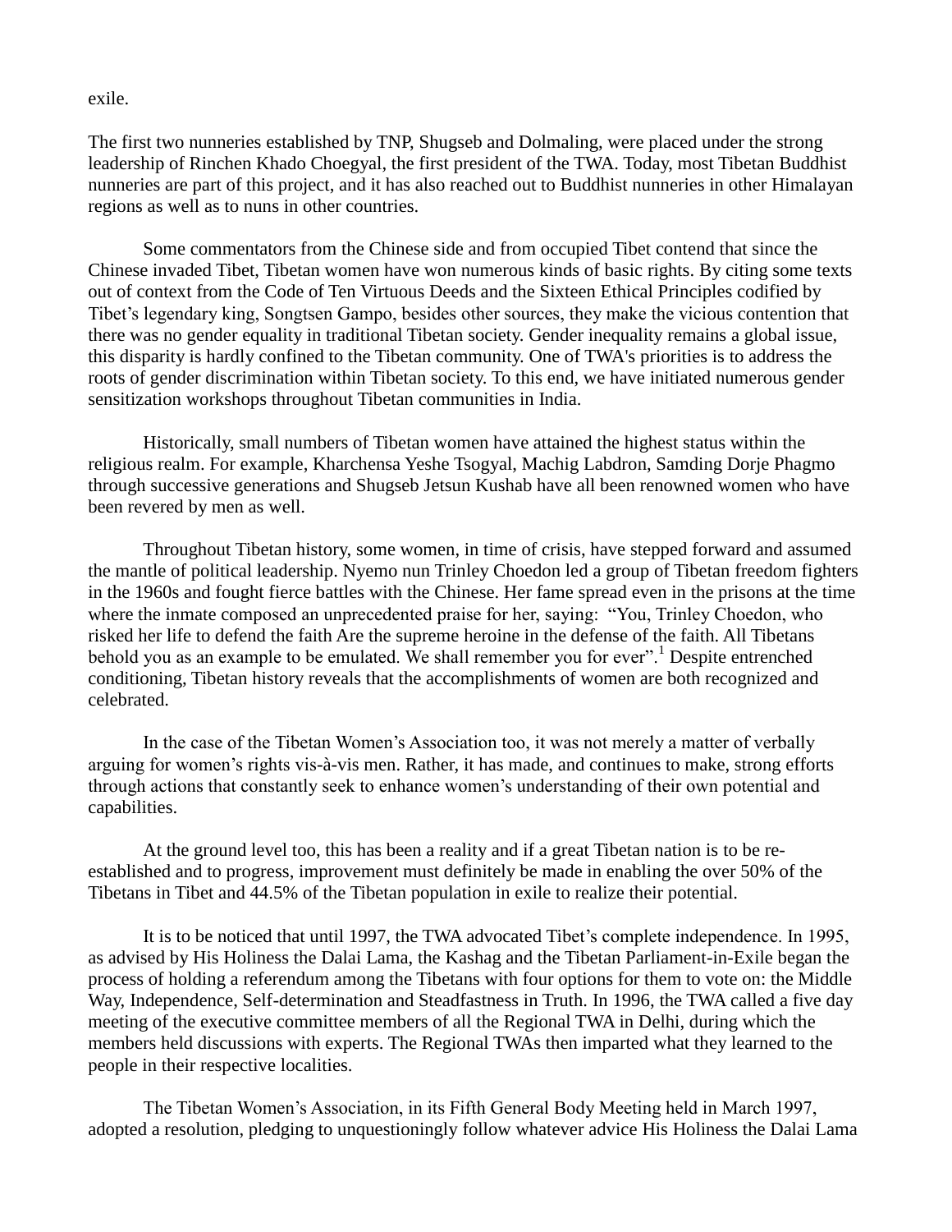exile.

The first two nunneries established by TNP, Shugseb and Dolmaling, were placed under the strong leadership of Rinchen Khado Choegyal, the first president of the TWA. Today, most Tibetan Buddhist nunneries are part of this project, and it has also reached out to Buddhist nunneries in other Himalayan regions as well as to nuns in other countries.

Some commentators from the Chinese side and from occupied Tibet contend that since the Chinese invaded Tibet, Tibetan women have won numerous kinds of basic rights. By citing some texts out of context from the Code of Ten Virtuous Deeds and the Sixteen Ethical Principles codified by Tibet's legendary king, Songtsen Gampo, besides other sources, they make the vicious contention that there was no gender equality in traditional Tibetan society. Gender inequality remains a global issue, this disparity is hardly confined to the Tibetan community. One of TWA's priorities is to address the roots of gender discrimination within Tibetan society. To this end, we have initiated numerous gender sensitization workshops throughout Tibetan communities in India.

Historically, small numbers of Tibetan women have attained the highest status within the religious realm. For example, Kharchensa Yeshe Tsogyal, Machig Labdron, Samding Dorje Phagmo through successive generations and Shugseb Jetsun Kushab have all been renowned women who have been revered by men as well.

Throughout Tibetan history, some women, in time of crisis, have stepped forward and assumed the mantle of political leadership. Nyemo nun Trinley Choedon led a group of Tibetan freedom fighters in the 1960s and fought fierce battles with the Chinese. Her fame spread even in the prisons at the time where the inmate composed an unprecedented praise for her, saying: "You, Trinley Choedon, who risked her life to defend the faith Are the supreme heroine in the defense of the faith. All Tibetans behold you as an example to be emulated. We shall remember you for ever".[1] Despite entrenched conditioning, Tibetan history reveals that the accomplishments of women are both recognized and celebrated.

In the case of the Tibetan Women's Association too, it was not merely a matter of verbally arguing for women's rights vis-à-vis men. Rather, it has made, and continues to make, strong efforts through actions that constantly seek to enhance women's understanding of their own potential and capabilities.

At the ground level too, this has been a reality and if a great Tibetan nation is to be re-established and to progress, improvement must definitely be made in enabling the over 50% of the Tibetans in Tibet and 44.5% of the Tibetan population in exile to realize their potential.

It is to be noticed that until 1997, the TWA advocated Tibet's complete independence. In 1995, as advised by His Holiness the Dalai Lama, the Kashag and the Tibetan Parliament-in-Exile began the process of holding a referendum among the Tibetans with four options for them to vote on: the Middle Way, Independence, Self-determination and Steadfastness in Truth. In 1996, the TWA called a five day meeting of the executive committee members of all the Regional TWA in Delhi, during which the members held discussions with experts. The Regional TWAs then imparted what they learned to the people in their respective localities.

The Tibetan Women's Association, in its Fifth General Body Meeting held in March 1997, adopted a resolution, pledging to unquestioningly follow whatever advice His Holiness the Dalai Lama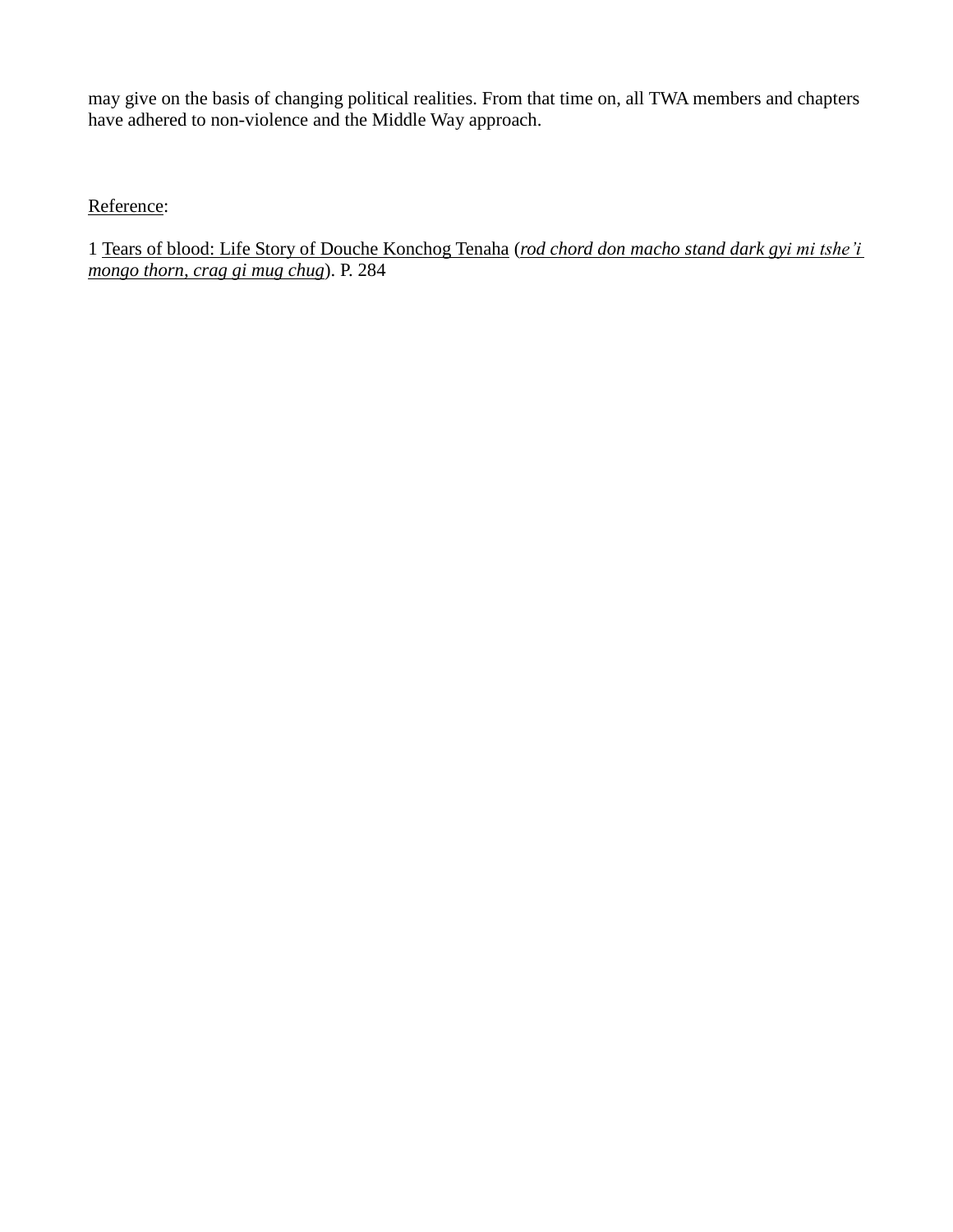may give on the basis of changing political realities. From that time on, all TWA members and chapters have adhered to non-violence and the Middle Way approach.

Reference:

1 Tears of blood: Life Story of Douche Konchog Tenaha (*rod chord don macho stand dark gyi mi tshe'i mongo thorn, crag gi mug chug*). P. 284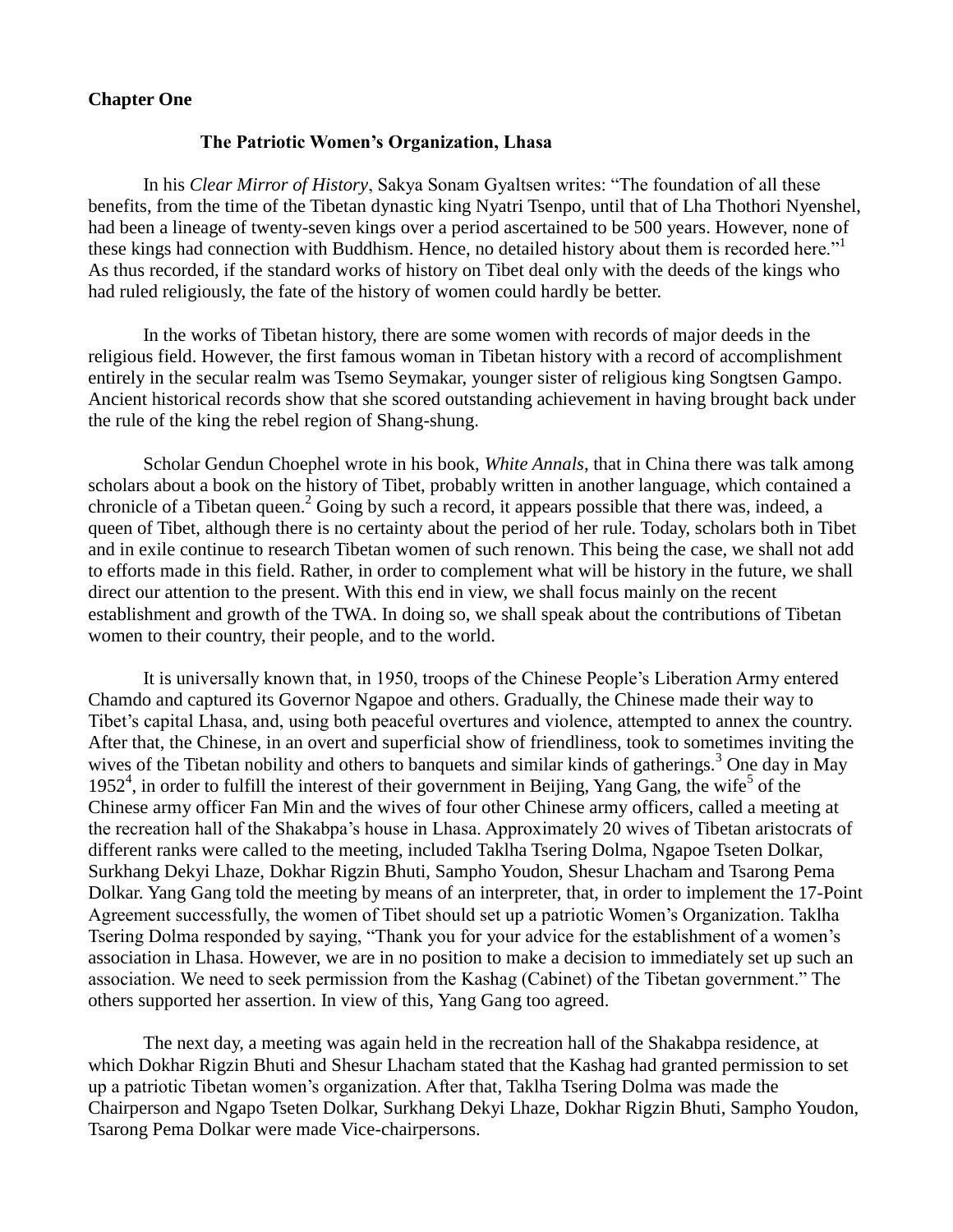**Chapter One**

## The Patriotic Women's Organization, Lhasa

In his *Clear Mirror of History*, Sakya Sonam Gyaltsen writes: "The foundation of all these benefits, from the time of the Tibetan dynastic king Nyatri Tsenpo, until that of Lha Thothori Nyenshel, had been a lineage of twenty-seven kings over a period ascertained to be 500 years. However, none of these kings had connection with Buddhism. Hence, no detailed history about them is recorded here."[1] As thus recorded, if the standard works of history on Tibet deal only with the deeds of the kings who had ruled religiously, the fate of the history of women could hardly be better.

In the works of Tibetan history, there are some women with records of major deeds in the religious field. However, the first famous woman in Tibetan history with a record of accomplishment entirely in the secular realm was Tsemo Seymakar, younger sister of religious king Songtsen Gampo. Ancient historical records show that she scored outstanding achievement in having brought back under the rule of the king the rebel region of Shang-shung.

Scholar Gendun Choephel wrote in his book, *White Annals*, that in China there was talk among scholars about a book on the history of Tibet, probably written in another language, which contained a chronicle of a Tibetan queen.[2] Going by such a record, it appears possible that there was, indeed, a queen of Tibet, although there is no certainty about the period of her rule. Today, scholars both in Tibet and in exile continue to research Tibetan women of such renown. This being the case, we shall not add to efforts made in this field. Rather, in order to complement what will be history in the future, we shall direct our attention to the present. With this end in view, we shall focus mainly on the recent establishment and growth of the TWA. In doing so, we shall speak about the contributions of Tibetan women to their country, their people, and to the world.

It is universally known that, in 1950, troops of the Chinese People's Liberation Army entered Chamdo and captured its Governor Ngapoe and others. Gradually, the Chinese made their way to Tibet's capital Lhasa, and, using both peaceful overtures and violence, attempted to annex the country. After that, the Chinese, in an overt and superficial show of friendliness, took to sometimes inviting the wives of the Tibetan nobility and others to banquets and similar kinds of gatherings.[3] One day in May 1952[4], in order to fulfill the interest of their government in Beijing, Yang Gang, the wife[5] of the Chinese army officer Fan Min and the wives of four other Chinese army officers, called a meeting at the recreation hall of the Shakabpa's house in Lhasa. Approximately 20 wives of Tibetan aristocrats of different ranks were called to the meeting, included Taklha Tsering Dolma, Ngapoe Tseten Dolkar, Surkhang Dekyi Lhaze, Dokhar Rigzin Bhuti, Sampho Youdon, Shesur Lhacham and Tsarong Pema Dolkar. Yang Gang told the meeting by means of an interpreter, that, in order to implement the 17-Point Agreement successfully, the women of Tibet should set up a patriotic Women's Organization. Taklha Tsering Dolma responded by saying, "Thank you for your advice for the establishment of a women's association in Lhasa. However, we are in no position to make a decision to immediately set up such an association. We need to seek permission from the Kashag (Cabinet) of the Tibetan government." The others supported her assertion. In view of this, Yang Gang too agreed.

The next day, a meeting was again held in the recreation hall of the Shakabpa residence, at which Dokhar Rigzin Bhuti and Shesur Lhacham stated that the Kashag had granted permission to set up a patriotic Tibetan women's organization. After that, Taklha Tsering Dolma was made the Chairperson and Ngapo Tseten Dolkar, Surkhang Dekyi Lhaze, Dokhar Rigzin Bhuti, Sampho Youdon, Tsarong Pema Dolkar were made Vice-chairpersons.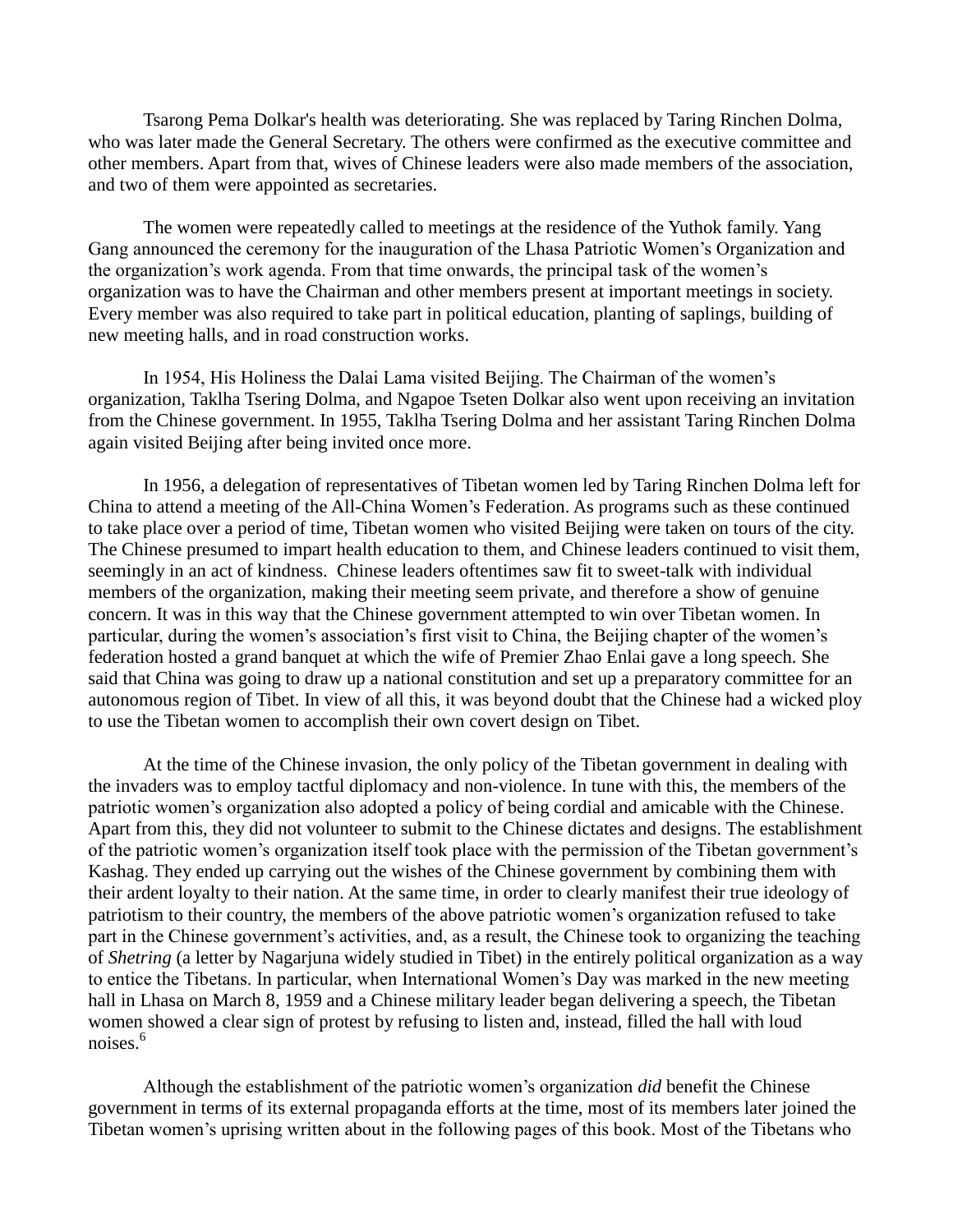Tsarong Pema Dolkar's health was deteriorating. She was replaced by Taring Rinchen Dolma, who was later made the General Secretary. The others were confirmed as the executive committee and other members. Apart from that, wives of Chinese leaders were also made members of the association, and two of them were appointed as secretaries.

The women were repeatedly called to meetings at the residence of the Yuthok family. Yang Gang announced the ceremony for the inauguration of the Lhasa Patriotic Women's Organization and the organization's work agenda. From that time onwards, the principal task of the women's organization was to have the Chairman and other members present at important meetings in society. Every member was also required to take part in political education, planting of saplings, building of new meeting halls, and in road construction works.

In 1954, His Holiness the Dalai Lama visited Beijing. The Chairman of the women's organization, Taklha Tsering Dolma, and Ngapoe Tseten Dolkar also went upon receiving an invitation from the Chinese government. In 1955, Taklha Tsering Dolma and her assistant Taring Rinchen Dolma again visited Beijing after being invited once more.

In 1956, a delegation of representatives of Tibetan women led by Taring Rinchen Dolma left for China to attend a meeting of the All-China Women's Federation. As programs such as these continued to take place over a period of time, Tibetan women who visited Beijing were taken on tours of the city. The Chinese presumed to impart health education to them, and Chinese leaders continued to visit them, seemingly in an act of kindness. Chinese leaders oftentimes saw fit to sweet-talk with individual members of the organization, making their meeting seem private, and therefore a show of genuine concern. It was in this way that the Chinese government attempted to win over Tibetan women. In particular, during the women's association's first visit to China, the Beijing chapter of the women's federation hosted a grand banquet at which the wife of Premier Zhao Enlai gave a long speech. She said that China was going to draw up a national constitution and set up a preparatory committee for an autonomous region of Tibet. In view of all this, it was beyond doubt that the Chinese had a wicked ploy to use the Tibetan women to accomplish their own covert design on Tibet.

At the time of the Chinese invasion, the only policy of the Tibetan government in dealing with the invaders was to employ tactful diplomacy and non-violence. In tune with this, the members of the patriotic women's organization also adopted a policy of being cordial and amicable with the Chinese. Apart from this, they did not volunteer to submit to the Chinese dictates and designs. The establishment of the patriotic women's organization itself took place with the permission of the Tibetan government's Kashag. They ended up carrying out the wishes of the Chinese government by combining them with their ardent loyalty to their nation. At the same time, in order to clearly manifest their true ideology of patriotism to their country, the members of the above patriotic women's organization refused to take part in the Chinese government's activities, and, as a result, the Chinese took to organizing the teaching of *Shetring* (a letter by Nagarjuna widely studied in Tibet) in the entirely political organization as a way to entice the Tibetans. In particular, when International Women's Day was marked in the new meeting hall in Lhasa on March 8, 1959 and a Chinese military leader began delivering a speech, the Tibetan women showed a clear sign of protest by refusing to listen and, instead, filled the hall with loud noises.[6]

Although the establishment of the patriotic women's organization *did* benefit the Chinese government in terms of its external propaganda efforts at the time, most of its members later joined the Tibetan women's uprising written about in the following pages of this book. Most of the Tibetans who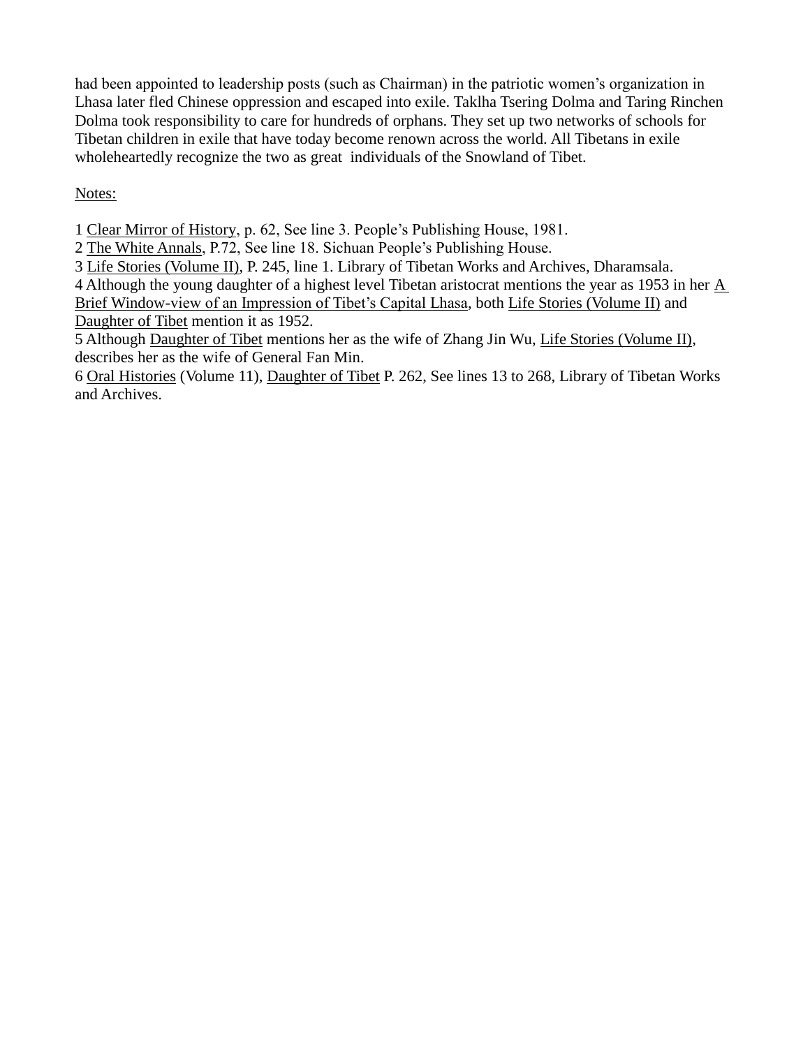had been appointed to leadership posts (such as Chairman) in the patriotic women's organization in Lhasa later fled Chinese oppression and escaped into exile. Taklha Tsering Dolma and Taring Rinchen Dolma took responsibility to care for hundreds of orphans. They set up two networks of schools for Tibetan children in exile that have today become renown across the world. All Tibetans in exile wholeheartedly recognize the two as great individuals of the Snowland of Tibet.

Notes:

1 Clear Mirror of History, p. 62, See line 3. People's Publishing House, 1981.

2 The White Annals, P.72, See line 18. Sichuan People's Publishing House.

3 Life Stories (Volume II), P. 245, line 1. Library of Tibetan Works and Archives, Dharamsala.

4 Although the young daughter of a highest level Tibetan aristocrat mentions the year as 1953 in her A Brief Window-view of an Impression of Tibet's Capital Lhasa, both Life Stories (Volume II) and Daughter of Tibet mention it as 1952.

5 Although Daughter of Tibet mentions her as the wife of Zhang Jin Wu, Life Stories (Volume II), describes her as the wife of General Fan Min.

6 Oral Histories (Volume 11), Daughter of Tibet P. 262, See lines 13 to 268, Library of Tibetan Works and Archives.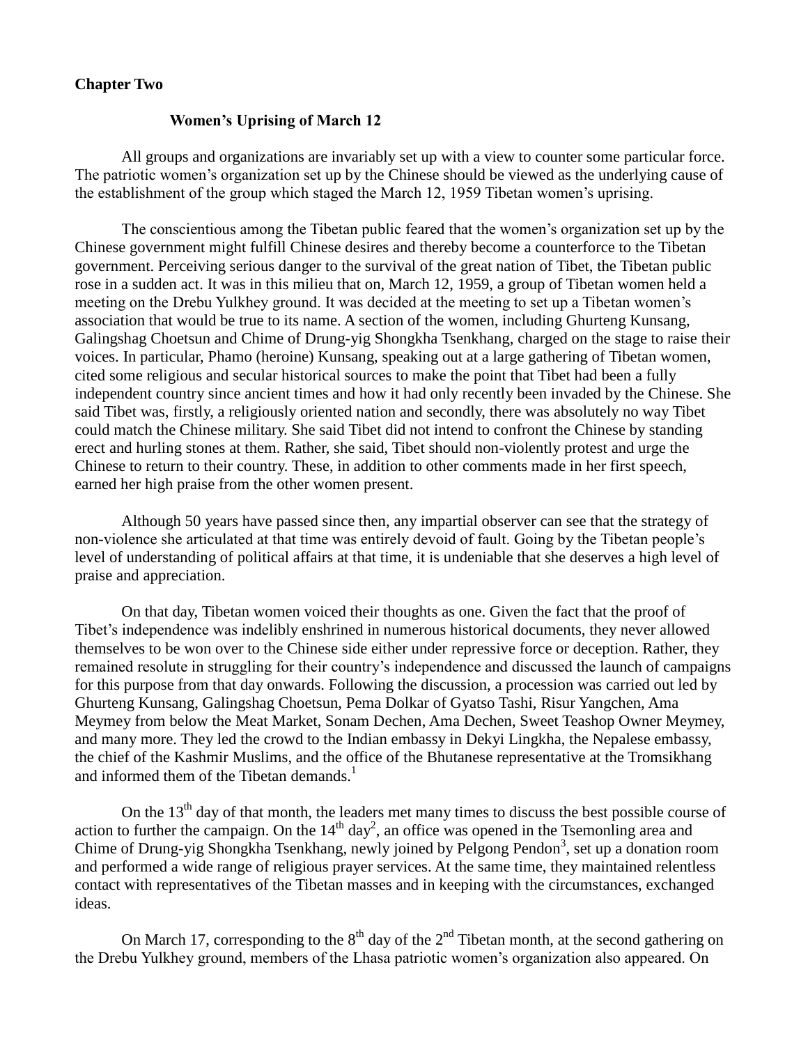**Chapter Two**

## Women's Uprising of March 12

All groups and organizations are invariably set up with a view to counter some particular force. The patriotic women's organization set up by the Chinese should be viewed as the underlying cause of the establishment of the group which staged the March 12, 1959 Tibetan women's uprising.

The conscientious among the Tibetan public feared that the women's organization set up by the Chinese government might fulfill Chinese desires and thereby become a counterforce to the Tibetan government. Perceiving serious danger to the survival of the great nation of Tibet, the Tibetan public rose in a sudden act. It was in this milieu that on, March 12, 1959, a group of Tibetan women held a meeting on the Drebu Yulkhey ground. It was decided at the meeting to set up a Tibetan women's association that would be true to its name. A section of the women, including Ghurteng Kunsang, Galingshag Choetsun and Chime of Drung-yig Shongkha Tsenkhang, charged on the stage to raise their voices. In particular, Phamo (heroine) Kunsang, speaking out at a large gathering of Tibetan women, cited some religious and secular historical sources to make the point that Tibet had been a fully independent country since ancient times and how it had only recently been invaded by the Chinese. She said Tibet was, firstly, a religiously oriented nation and secondly, there was absolutely no way Tibet could match the Chinese military. She said Tibet did not intend to confront the Chinese by standing erect and hurling stones at them. Rather, she said, Tibet should non-violently protest and urge the Chinese to return to their country. These, in addition to other comments made in her first speech, earned her high praise from the other women present.

Although 50 years have passed since then, any impartial observer can see that the strategy of non-violence she articulated at that time was entirely devoid of fault. Going by the Tibetan people's level of understanding of political affairs at that time, it is undeniable that she deserves a high level of praise and appreciation.

On that day, Tibetan women voiced their thoughts as one. Given the fact that the proof of Tibet's independence was indelibly enshrined in numerous historical documents, they never allowed themselves to be won over to the Chinese side either under repressive force or deception. Rather, they remained resolute in struggling for their country's independence and discussed the launch of campaigns for this purpose from that day onwards. Following the discussion, a procession was carried out led by Ghurteng Kunsang, Galingshag Choetsun, Pema Dolkar of Gyatso Tashi, Risur Yangchen, Ama Meymey from below the Meat Market, Sonam Dechen, Ama Dechen, Sweet Teashop Owner Meymey, and many more. They led the crowd to the Indian embassy in Dekyi Lingkha, the Nepalese embassy, the chief of the Kashmir Muslims, and the office of the Bhutanese representative at the Tromsikhang and informed them of the Tibetan demands.[1]

On the 13th day of that month, the leaders met many times to discuss the best possible course of action to further the campaign. On the 14th day[2], an office was opened in the Tsemonling area and Chime of Drung-yig Shongkha Tsenkhang, newly joined by Pelgong Pendon[3], set up a donation room and performed a wide range of religious prayer services. At the same time, they maintained relentless contact with representatives of the Tibetan masses and in keeping with the circumstances, exchanged ideas.

On March 17, corresponding to the 8th day of the 2nd Tibetan month, at the second gathering on the Drebu Yulkhey ground, members of the Lhasa patriotic women's organization also appeared. On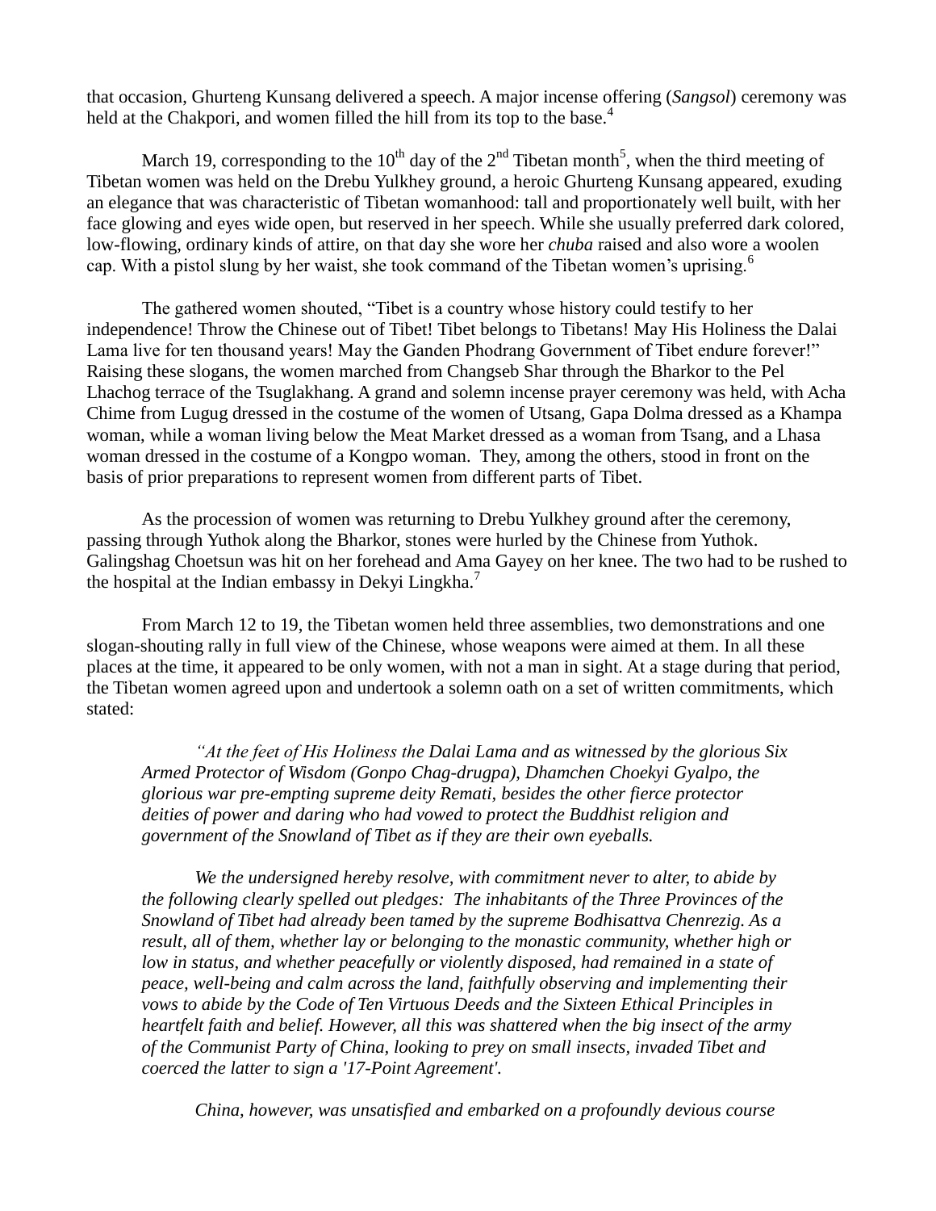that occasion, Ghurteng Kunsang delivered a speech. A major incense offering (*Sangsol*) ceremony was held at the Chakpori, and women filled the hill from its top to the base.[4]

March 19, corresponding to the 10th day of the 2nd Tibetan month[5], when the third meeting of Tibetan women was held on the Drebu Yulkhey ground, a heroic Ghurteng Kunsang appeared, exuding an elegance that was characteristic of Tibetan womanhood: tall and proportionately well built, with her face glowing and eyes wide open, but reserved in her speech. While she usually preferred dark colored, low-flowing, ordinary kinds of attire, on that day she wore her *chuba* raised and also wore a woolen cap. With a pistol slung by her waist, she took command of the Tibetan women's uprising.[6]

The gathered women shouted, "Tibet is a country whose history could testify to her independence! Throw the Chinese out of Tibet! Tibet belongs to Tibetans! May His Holiness the Dalai Lama live for ten thousand years! May the Ganden Phodrang Government of Tibet endure forever!" Raising these slogans, the women marched from Changseb Shar through the Bharkor to the Pel Lhachog terrace of the Tsuglakhang. A grand and solemn incense prayer ceremony was held, with Acha Chime from Lugug dressed in the costume of the women of Utsang, Gapa Dolma dressed as a Khampa woman, while a woman living below the Meat Market dressed as a woman from Tsang, and a Lhasa woman dressed in the costume of a Kongpo woman. They, among the others, stood in front on the basis of prior preparations to represent women from different parts of Tibet.

As the procession of women was returning to Drebu Yulkhey ground after the ceremony, passing through Yuthok along the Bharkor, stones were hurled by the Chinese from Yuthok. Galingshag Choetsun was hit on her forehead and Ama Gayey on her knee. The two had to be rushed to the hospital at the Indian embassy in Dekyi Lingkha.[7]

From March 12 to 19, the Tibetan women held three assemblies, two demonstrations and one slogan-shouting rally in full view of the Chinese, whose weapons were aimed at them. In all these places at the time, it appeared to be only women, with not a man in sight. At a stage during that period, the Tibetan women agreed upon and undertook a solemn oath on a set of written commitments, which stated:

> *"At the feet of His Holiness the Dalai Lama and as witnessed by the glorious Six Armed Protector of Wisdom (Gonpo Chag-drugpa), Dhamchen Choekyi Gyalpo, the glorious war pre-empting supreme deity Remati, besides the other fierce protector deities of power and daring who had vowed to protect the Buddhist religion and government of the Snowland of Tibet as if they are their own eyeballs.*
>
> *We the undersigned hereby resolve, with commitment never to alter, to abide by the following clearly spelled out pledges: The inhabitants of the Three Provinces of the Snowland of Tibet had already been tamed by the supreme Bodhisattva Chenrezig. As a result, all of them, whether lay or belonging to the monastic community, whether high or low in status, and whether peacefully or violently disposed, had remained in a state of peace, well-being and calm across the land, faithfully observing and implementing their vows to abide by the Code of Ten Virtuous Deeds and the Sixteen Ethical Principles in heartfelt faith and belief. However, all this was shattered when the big insect of the army of the Communist Party of China, looking to prey on small insects, invaded Tibet and coerced the latter to sign a '17-Point Agreement'.*
>
> *China, however, was unsatisfied and embarked on a profoundly devious course*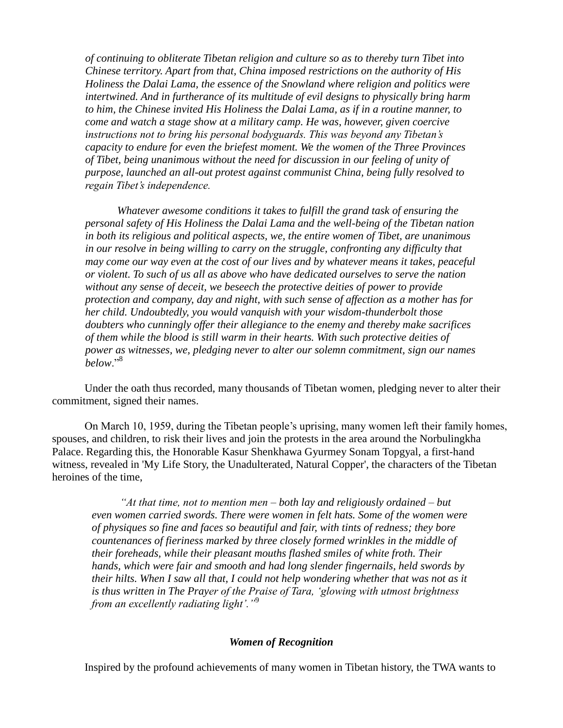*of continuing to obliterate Tibetan religion and culture so as to thereby turn Tibet into Chinese territory. Apart from that, China imposed restrictions on the authority of His Holiness the Dalai Lama, the essence of the Snowland where religion and politics were intertwined. And in furtherance of its multitude of evil designs to physically bring harm to him, the Chinese invited His Holiness the Dalai Lama, as if in a routine manner, to come and watch a stage show at a military camp. He was, however, given coercive instructions not to bring his personal bodyguards. This was beyond any Tibetan's capacity to endure for even the briefest moment. We the women of the Three Provinces of Tibet, being unanimous without the need for discussion in our feeling of unity of purpose, launched an all-out protest against communist China, being fully resolved to regain Tibet's independence.*

*Whatever awesome conditions it takes to fulfill the grand task of ensuring the personal safety of His Holiness the Dalai Lama and the well-being of the Tibetan nation in both its religious and political aspects, we, the entire women of Tibet, are unanimous in our resolve in being willing to carry on the struggle, confronting any difficulty that may come our way even at the cost of our lives and by whatever means it takes, peaceful or violent. To such of us all as above who have dedicated ourselves to serve the nation without any sense of deceit, we beseech the protective deities of power to provide protection and company, day and night, with such sense of affection as a mother has for her child. Undoubtedly, you would vanquish with your wisdom-thunderbolt those doubters who cunningly offer their allegiance to the enemy and thereby make sacrifices of them while the blood is still warm in their hearts. With such protective deities of power as witnesses, we, pledging never to alter our solemn commitment, sign our names below*."[8]

Under the oath thus recorded, many thousands of Tibetan women, pledging never to alter their commitment, signed their names.

On March 10, 1959, during the Tibetan people's uprising, many women left their family homes, spouses, and children, to risk their lives and join the protests in the area around the Norbulingkha Palace. Regarding this, the Honorable Kasur Shenkhawa Gyurmey Sonam Topgyal, a first-hand witness, revealed in 'My Life Story, the Unadulterated, Natural Copper', the characters of the Tibetan heroines of the time,

*"At that time, not to mention men – both lay and religiously ordained – but even women carried swords. There were women in felt hats. Some of the women were of physiques so fine and faces so beautiful and fair, with tints of redness; they bore countenances of fieriness marked by three closely formed wrinkles in the middle of their foreheads, while their pleasant mouths flashed smiles of white froth. Their hands, which were fair and smooth and had long slender fingernails, held swords by their hilts. When I saw all that, I could not help wondering whether that was not as it is thus written in The Prayer of the Praise of Tara, 'glowing with utmost brightness from an excellently radiating light'."*[9]

### *Women of Recognition*

Inspired by the profound achievements of many women in Tibetan history, the TWA wants to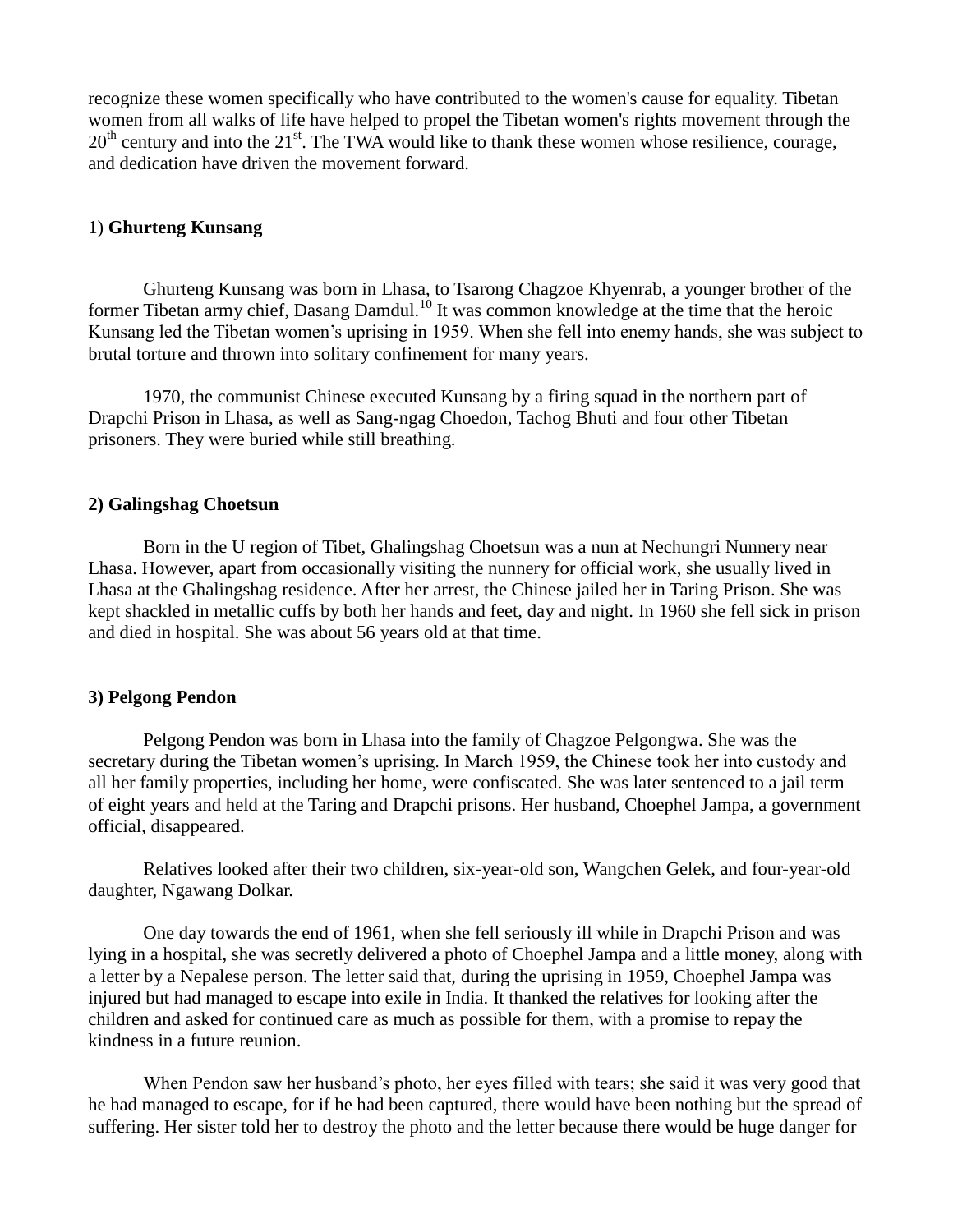recognize these women specifically who have contributed to the women's cause for equality. Tibetan women from all walks of life have helped to propel the Tibetan women's rights movement through the 20th century and into the 21st. The TWA would like to thank these women whose resilience, courage, and dedication have driven the movement forward.

1) **Ghurteng Kunsang**

Ghurteng Kunsang was born in Lhasa, to Tsarong Chagzoe Khyenrab, a younger brother of the former Tibetan army chief, Dasang Damdul.[10] It was common knowledge at the time that the heroic Kunsang led the Tibetan women's uprising in 1959. When she fell into enemy hands, she was subject to brutal torture and thrown into solitary confinement for many years.

1970, the communist Chinese executed Kunsang by a firing squad in the northern part of Drapchi Prison in Lhasa, as well as Sang-ngag Choedon, Tachog Bhuti and four other Tibetan prisoners. They were buried while still breathing.

**2) Galingshag Choetsun**

Born in the U region of Tibet, Ghalingshag Choetsun was a nun at Nechungri Nunnery near Lhasa. However, apart from occasionally visiting the nunnery for official work, she usually lived in Lhasa at the Ghalingshag residence. After her arrest, the Chinese jailed her in Taring Prison. She was kept shackled in metallic cuffs by both her hands and feet, day and night. In 1960 she fell sick in prison and died in hospital. She was about 56 years old at that time.

**3) Pelgong Pendon**

Pelgong Pendon was born in Lhasa into the family of Chagzoe Pelgongwa. She was the secretary during the Tibetan women's uprising. In March 1959, the Chinese took her into custody and all her family properties, including her home, were confiscated. She was later sentenced to a jail term of eight years and held at the Taring and Drapchi prisons. Her husband, Choephel Jampa, a government official, disappeared.

Relatives looked after their two children, six-year-old son, Wangchen Gelek, and four-year-old daughter, Ngawang Dolkar.

One day towards the end of 1961, when she fell seriously ill while in Drapchi Prison and was lying in a hospital, she was secretly delivered a photo of Choephel Jampa and a little money, along with a letter by a Nepalese person. The letter said that, during the uprising in 1959, Choephel Jampa was injured but had managed to escape into exile in India. It thanked the relatives for looking after the children and asked for continued care as much as possible for them, with a promise to repay the kindness in a future reunion.

When Pendon saw her husband's photo, her eyes filled with tears; she said it was very good that he had managed to escape, for if he had been captured, there would have been nothing but the spread of suffering. Her sister told her to destroy the photo and the letter because there would be huge danger for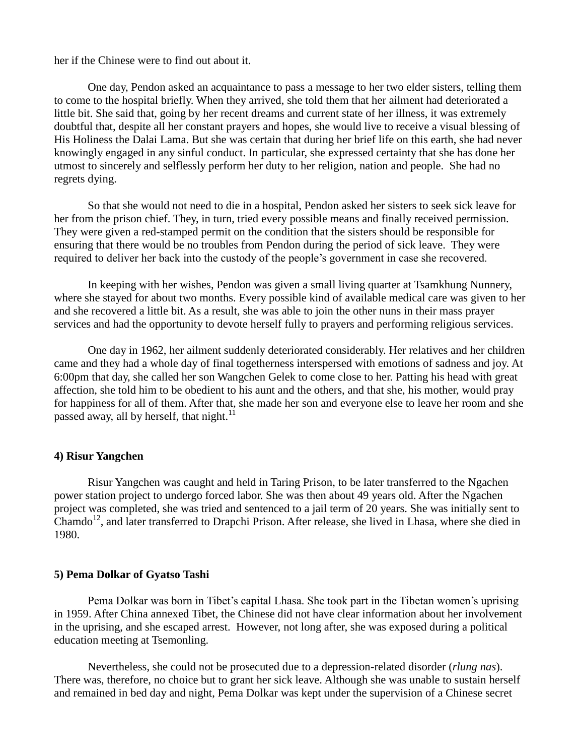her if the Chinese were to find out about it.

One day, Pendon asked an acquaintance to pass a message to her two elder sisters, telling them to come to the hospital briefly. When they arrived, she told them that her ailment had deteriorated a little bit. She said that, going by her recent dreams and current state of her illness, it was extremely doubtful that, despite all her constant prayers and hopes, she would live to receive a visual blessing of His Holiness the Dalai Lama. But she was certain that during her brief life on this earth, she had never knowingly engaged in any sinful conduct. In particular, she expressed certainty that she has done her utmost to sincerely and selflessly perform her duty to her religion, nation and people. She had no regrets dying.

So that she would not need to die in a hospital, Pendon asked her sisters to seek sick leave for her from the prison chief. They, in turn, tried every possible means and finally received permission. They were given a red-stamped permit on the condition that the sisters should be responsible for ensuring that there would be no troubles from Pendon during the period of sick leave. They were required to deliver her back into the custody of the people's government in case she recovered.

In keeping with her wishes, Pendon was given a small living quarter at Tsamkhung Nunnery, where she stayed for about two months. Every possible kind of available medical care was given to her and she recovered a little bit. As a result, she was able to join the other nuns in their mass prayer services and had the opportunity to devote herself fully to prayers and performing religious services.

One day in 1962, her ailment suddenly deteriorated considerably. Her relatives and her children came and they had a whole day of final togetherness interspersed with emotions of sadness and joy. At 6:00pm that day, she called her son Wangchen Gelek to come close to her. Patting his head with great affection, she told him to be obedient to his aunt and the others, and that she, his mother, would pray for happiness for all of them. After that, she made her son and everyone else to leave her room and she passed away, all by herself, that night.[11]

#### 4) Risur Yangchen

Risur Yangchen was caught and held in Taring Prison, to be later transferred to the Ngachen power station project to undergo forced labor. She was then about 49 years old. After the Ngachen project was completed, she was tried and sentenced to a jail term of 20 years. She was initially sent to Chamdo[12], and later transferred to Drapchi Prison. After release, she lived in Lhasa, where she died in 1980.

#### 5) Pema Dolkar of Gyatso Tashi

Pema Dolkar was born in Tibet's capital Lhasa. She took part in the Tibetan women's uprising in 1959. After China annexed Tibet, the Chinese did not have clear information about her involvement in the uprising, and she escaped arrest. However, not long after, she was exposed during a political education meeting at Tsemonling.

Nevertheless, she could not be prosecuted due to a depression-related disorder (*rlung nas*). There was, therefore, no choice but to grant her sick leave. Although she was unable to sustain herself and remained in bed day and night, Pema Dolkar was kept under the supervision of a Chinese secret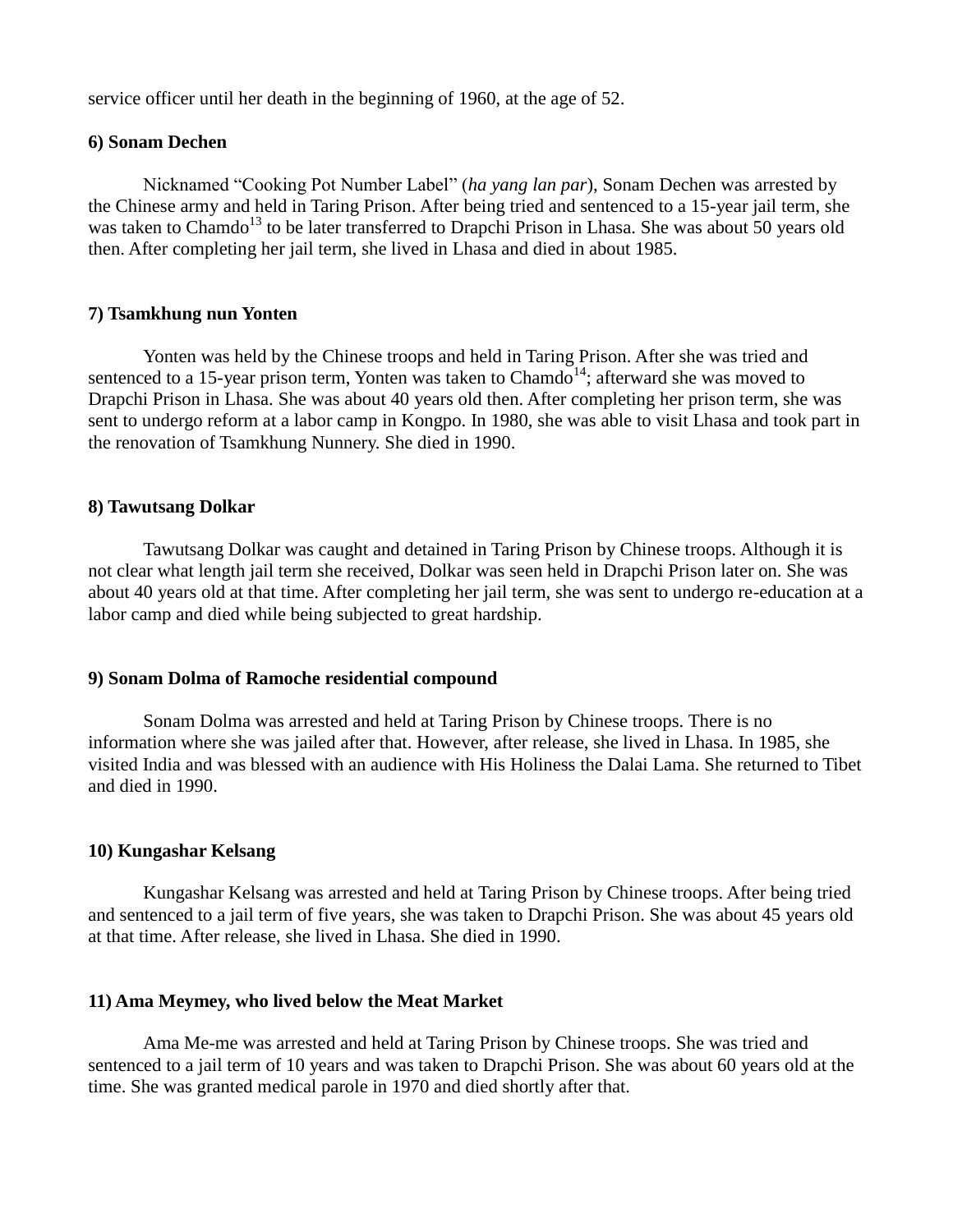service officer until her death in the beginning of 1960, at the age of 52.

**6) Sonam Dechen**

Nicknamed “Cooking Pot Number Label” (*ha yang lan par*), Sonam Dechen was arrested by the Chinese army and held in Taring Prison. After being tried and sentenced to a 15-year jail term, she was taken to Chamdo[13] to be later transferred to Drapchi Prison in Lhasa. She was about 50 years old then. After completing her jail term, she lived in Lhasa and died in about 1985.

**7) Tsamkhung nun Yonten**

Yonten was held by the Chinese troops and held in Taring Prison. After she was tried and sentenced to a 15-year prison term, Yonten was taken to Chamdo[14]; afterward she was moved to Drapchi Prison in Lhasa. She was about 40 years old then. After completing her prison term, she was sent to undergo reform at a labor camp in Kongpo. In 1980, she was able to visit Lhasa and took part in the renovation of Tsamkhung Nunnery. She died in 1990.

**8) Tawutsang Dolkar**

Tawutsang Dolkar was caught and detained in Taring Prison by Chinese troops. Although it is not clear what length jail term she received, Dolkar was seen held in Drapchi Prison later on. She was about 40 years old at that time. After completing her jail term, she was sent to undergo re-education at a labor camp and died while being subjected to great hardship.

**9) Sonam Dolma of Ramoche residential compound**

Sonam Dolma was arrested and held at Taring Prison by Chinese troops. There is no information where she was jailed after that. However, after release, she lived in Lhasa. In 1985, she visited India and was blessed with an audience with His Holiness the Dalai Lama. She returned to Tibet and died in 1990.

**10) Kungashar Kelsang**

Kungashar Kelsang was arrested and held at Taring Prison by Chinese troops. After being tried and sentenced to a jail term of five years, she was taken to Drapchi Prison. She was about 45 years old at that time. After release, she lived in Lhasa. She died in 1990.

**11) Ama Meymey, who lived below the Meat Market**

Ama Me-me was arrested and held at Taring Prison by Chinese troops. She was tried and sentenced to a jail term of 10 years and was taken to Drapchi Prison. She was about 60 years old at the time. She was granted medical parole in 1970 and died shortly after that.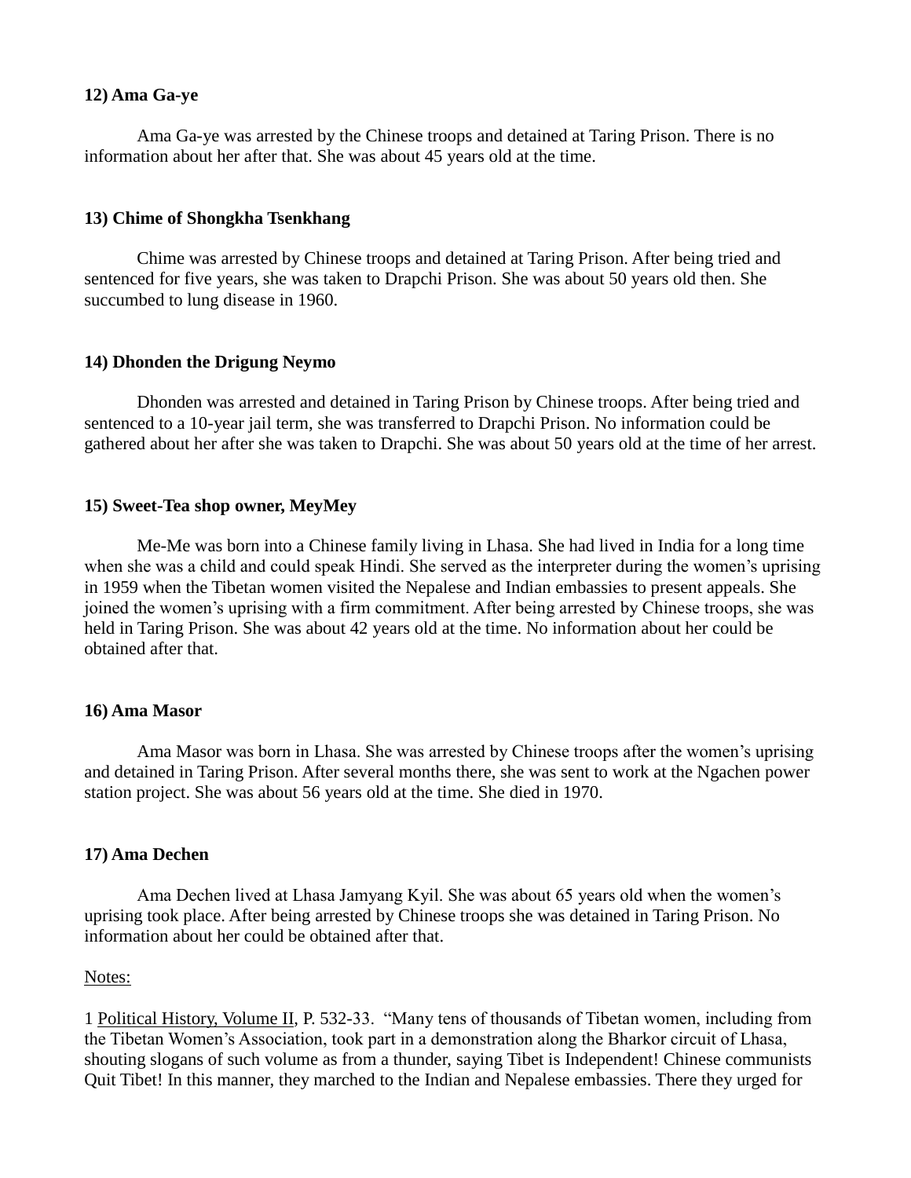**12) Ama Ga-ye**

Ama Ga-ye was arrested by the Chinese troops and detained at Taring Prison. There is no information about her after that. She was about 45 years old at the time.

**13) Chime of Shongkha Tsenkhang**

Chime was arrested by Chinese troops and detained at Taring Prison. After being tried and sentenced for five years, she was taken to Drapchi Prison. She was about 50 years old then. She succumbed to lung disease in 1960.

**14) Dhonden the Drigung Neymo**

Dhonden was arrested and detained in Taring Prison by Chinese troops. After being tried and sentenced to a 10-year jail term, she was transferred to Drapchi Prison. No information could be gathered about her after she was taken to Drapchi. She was about 50 years old at the time of her arrest.

**15) Sweet-Tea shop owner, MeyMey**

Me-Me was born into a Chinese family living in Lhasa. She had lived in India for a long time when she was a child and could speak Hindi. She served as the interpreter during the women's uprising in 1959 when the Tibetan women visited the Nepalese and Indian embassies to present appeals. She joined the women's uprising with a firm commitment. After being arrested by Chinese troops, she was held in Taring Prison. She was about 42 years old at the time. No information about her could be obtained after that.

**16) Ama Masor**

Ama Masor was born in Lhasa. She was arrested by Chinese troops after the women's uprising and detained in Taring Prison. After several months there, she was sent to work at the Ngachen power station project. She was about 56 years old at the time. She died in 1970.

**17) Ama Dechen**

Ama Dechen lived at Lhasa Jamyang Kyil. She was about 65 years old when the women's uprising took place. After being arrested by Chinese troops she was detained in Taring Prison. No information about her could be obtained after that.

Notes:

1 Political History, Volume II, P. 532-33. "Many tens of thousands of Tibetan women, including from the Tibetan Women's Association, took part in a demonstration along the Bharkor circuit of Lhasa, shouting slogans of such volume as from a thunder, saying Tibet is Independent! Chinese communists Quit Tibet! In this manner, they marched to the Indian and Nepalese embassies. There they urged for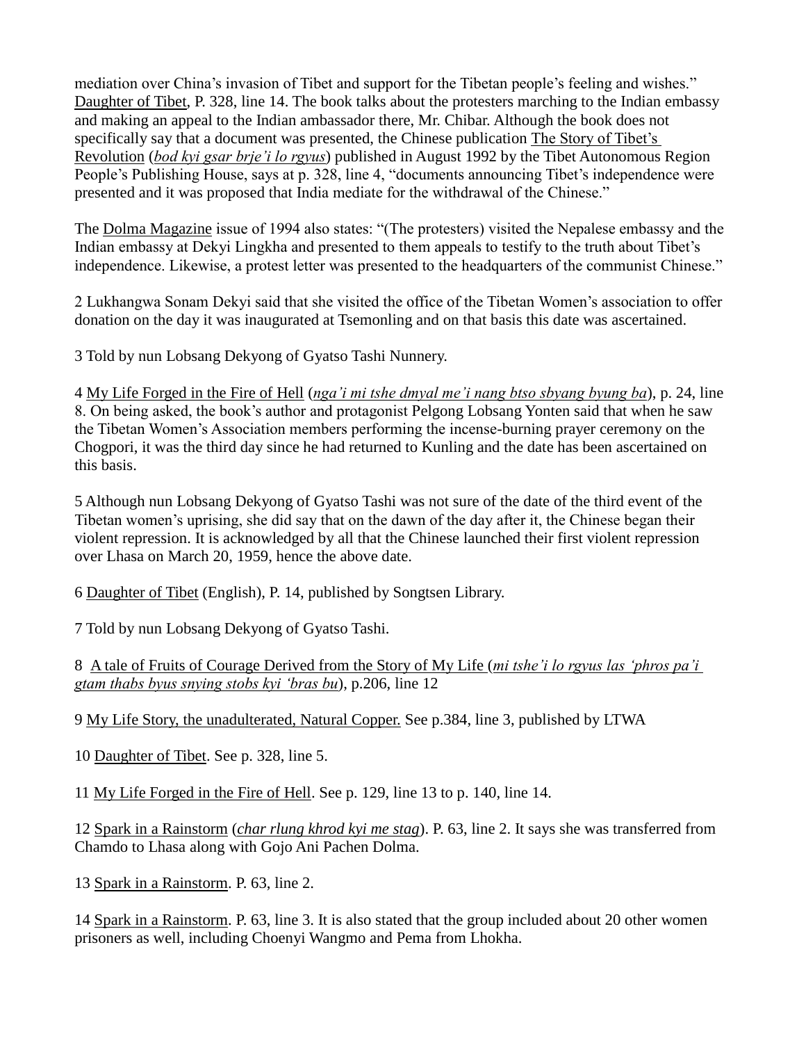mediation over China's invasion of Tibet and support for the Tibetan people's feeling and wishes." Daughter of Tibet, P. 328, line 14. The book talks about the protesters marching to the Indian embassy and making an appeal to the Indian ambassador there, Mr. Chibar. Although the book does not specifically say that a document was presented, the Chinese publication The Story of Tibet's Revolution (*bod kyi gsar brje'i lo rgyus*) published in August 1992 by the Tibet Autonomous Region People's Publishing House, says at p. 328, line 4, "documents announcing Tibet's independence were presented and it was proposed that India mediate for the withdrawal of the Chinese."

The Dolma Magazine issue of 1994 also states: "(The protesters) visited the Nepalese embassy and the Indian embassy at Dekyi Lingkha and presented to them appeals to testify to the truth about Tibet's independence. Likewise, a protest letter was presented to the headquarters of the communist Chinese."

2 Lukhangwa Sonam Dekyi said that she visited the office of the Tibetan Women's association to offer donation on the day it was inaugurated at Tsemonling and on that basis this date was ascertained.

3 Told by nun Lobsang Dekyong of Gyatso Tashi Nunnery.

4 My Life Forged in the Fire of Hell (*nga'i mi tshe dmyal me'i nang btso sbyang byung ba*), p. 24, line 8. On being asked, the book's author and protagonist Pelgong Lobsang Yonten said that when he saw the Tibetan Women's Association members performing the incense-burning prayer ceremony on the Chogpori, it was the third day since he had returned to Kunling and the date has been ascertained on this basis.

5 Although nun Lobsang Dekyong of Gyatso Tashi was not sure of the date of the third event of the Tibetan women's uprising, she did say that on the dawn of the day after it, the Chinese began their violent repression. It is acknowledged by all that the Chinese launched their first violent repression over Lhasa on March 20, 1959, hence the above date.

6 Daughter of Tibet (English), P. 14, published by Songtsen Library.

7 Told by nun Lobsang Dekyong of Gyatso Tashi.

8 A tale of Fruits of Courage Derived from the Story of My Life (*mi tshe'i lo rgyus las 'phros pa'i gtam thabs byus snying stobs kyi 'bras bu*), p.206, line 12

9 My Life Story, the unadulterated, Natural Copper. See p.384, line 3, published by LTWA

10 Daughter of Tibet. See p. 328, line 5.

11 My Life Forged in the Fire of Hell. See p. 129, line 13 to p. 140, line 14.

12 Spark in a Rainstorm (*char rlung khrod kyi me stag*). P. 63, line 2. It says she was transferred from Chamdo to Lhasa along with Gojo Ani Pachen Dolma.

13 Spark in a Rainstorm. P. 63, line 2.

14 Spark in a Rainstorm. P. 63, line 3. It is also stated that the group included about 20 other women prisoners as well, including Choenyi Wangmo and Pema from Lhokha.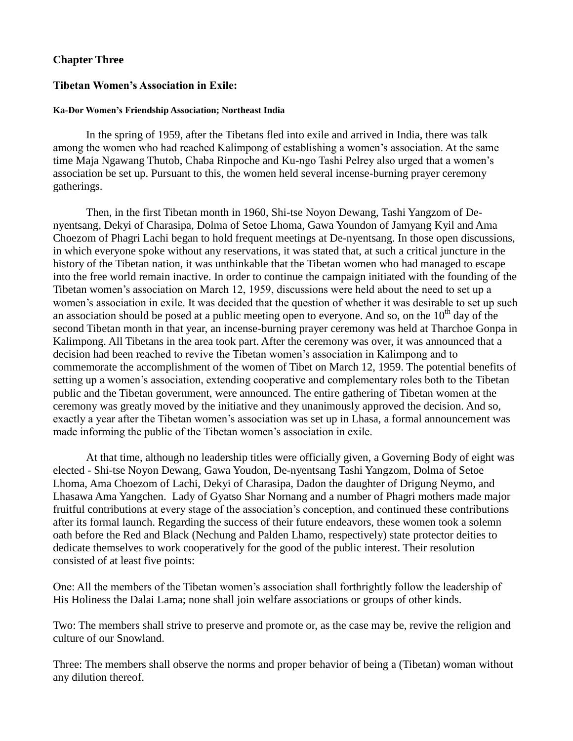## Chapter Three

### Tibetan Women's Association in Exile:

#### Ka-Dor Women's Friendship Association; Northeast India

In the spring of 1959, after the Tibetans fled into exile and arrived in India, there was talk among the women who had reached Kalimpong of establishing a women's association. At the same time Maja Ngawang Thutob, Chaba Rinpoche and Ku-ngo Tashi Pelrey also urged that a women's association be set up. Pursuant to this, the women held several incense-burning prayer ceremony gatherings.

Then, in the first Tibetan month in 1960, Shi-tse Noyon Dewang, Tashi Yangzom of De-nyentsang, Dekyi of Charasipa, Dolma of Setoe Lhoma, Gawa Youndon of Jamyang Kyil and Ama Choezom of Phagri Lachi began to hold frequent meetings at De-nyentsang. In those open discussions, in which everyone spoke without any reservations, it was stated that, at such a critical juncture in the history of the Tibetan nation, it was unthinkable that the Tibetan women who had managed to escape into the free world remain inactive. In order to continue the campaign initiated with the founding of the Tibetan women's association on March 12, 1959, discussions were held about the need to set up a women's association in exile. It was decided that the question of whether it was desirable to set up such an association should be posed at a public meeting open to everyone. And so, on the 10th day of the second Tibetan month in that year, an incense-burning prayer ceremony was held at Tharchoe Gonpa in Kalimpong. All Tibetans in the area took part. After the ceremony was over, it was announced that a decision had been reached to revive the Tibetan women's association in Kalimpong and to commemorate the accomplishment of the women of Tibet on March 12, 1959. The potential benefits of setting up a women's association, extending cooperative and complementary roles both to the Tibetan public and the Tibetan government, were announced. The entire gathering of Tibetan women at the ceremony was greatly moved by the initiative and they unanimously approved the decision. And so, exactly a year after the Tibetan women's association was set up in Lhasa, a formal announcement was made informing the public of the Tibetan women's association in exile.

At that time, although no leadership titles were officially given, a Governing Body of eight was elected - Shi-tse Noyon Dewang, Gawa Youdon, De-nyentsang Tashi Yangzom, Dolma of Setoe Lhoma, Ama Choezom of Lachi, Dekyi of Charasipa, Dadon the daughter of Drigung Neymo, and Lhasawa Ama Yangchen. Lady of Gyatso Shar Nornang and a number of Phagri mothers made major fruitful contributions at every stage of the association's conception, and continued these contributions after its formal launch. Regarding the success of their future endeavors, these women took a solemn oath before the Red and Black (Nechung and Palden Lhamo, respectively) state protector deities to dedicate themselves to work cooperatively for the good of the public interest. Their resolution consisted of at least five points:

One: All the members of the Tibetan women's association shall forthrightly follow the leadership of His Holiness the Dalai Lama; none shall join welfare associations or groups of other kinds.

Two: The members shall strive to preserve and promote or, as the case may be, revive the religion and culture of our Snowland.

Three: The members shall observe the norms and proper behavior of being a (Tibetan) woman without any dilution thereof.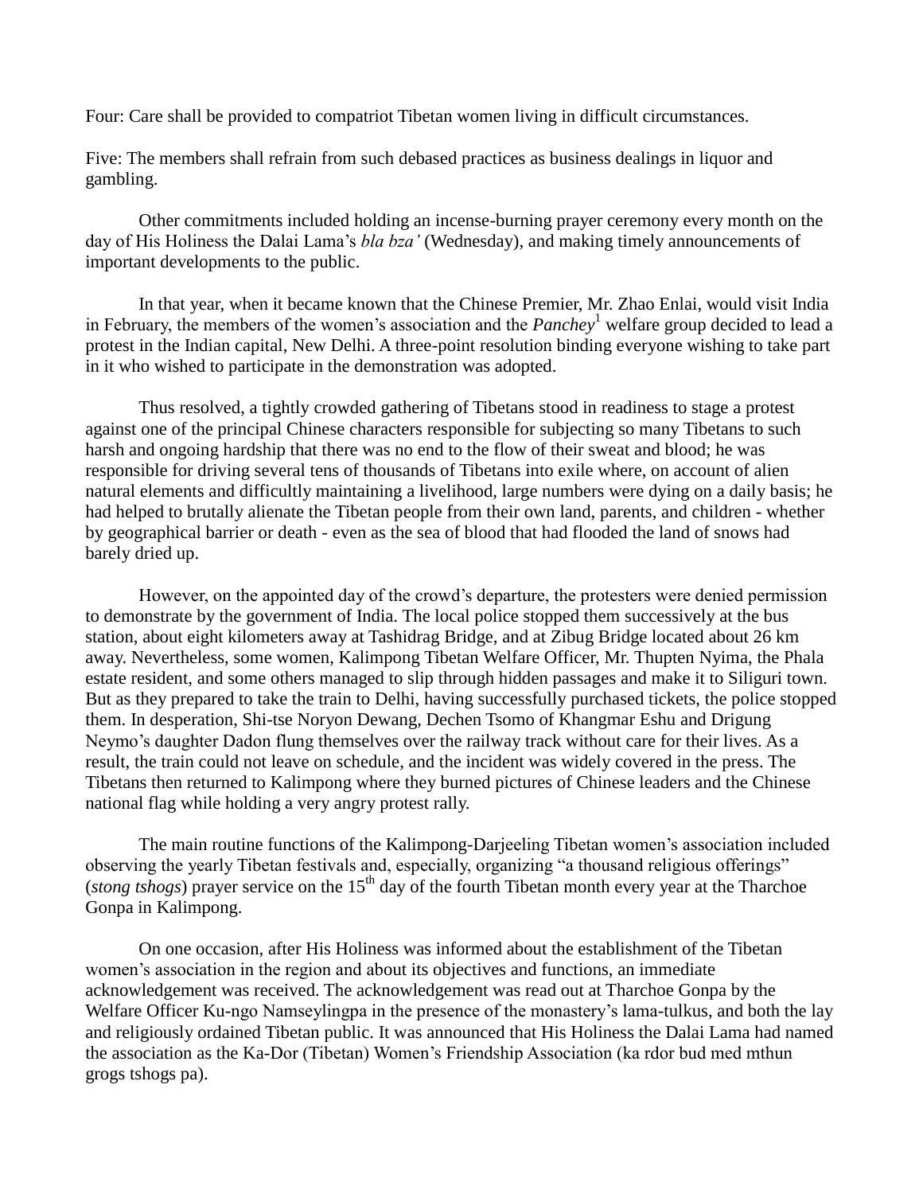Four: Care shall be provided to compatriot Tibetan women living in difficult circumstances.

Five: The members shall refrain from such debased practices as business dealings in liquor and gambling.

Other commitments included holding an incense-burning prayer ceremony every month on the day of His Holiness the Dalai Lama's *bla bza'* (Wednesday), and making timely announcements of important developments to the public.

In that year, when it became known that the Chinese Premier, Mr. Zhao Enlai, would visit India in February, the members of the women's association and the *Panchey*[1] welfare group decided to lead a protest in the Indian capital, New Delhi. A three-point resolution binding everyone wishing to take part in it who wished to participate in the demonstration was adopted.

Thus resolved, a tightly crowded gathering of Tibetans stood in readiness to stage a protest against one of the principal Chinese characters responsible for subjecting so many Tibetans to such harsh and ongoing hardship that there was no end to the flow of their sweat and blood; he was responsible for driving several tens of thousands of Tibetans into exile where, on account of alien natural elements and difficultly maintaining a livelihood, large numbers were dying on a daily basis; he had helped to brutally alienate the Tibetan people from their own land, parents, and children - whether by geographical barrier or death - even as the sea of blood that had flooded the land of snows had barely dried up.

However, on the appointed day of the crowd's departure, the protesters were denied permission to demonstrate by the government of India. The local police stopped them successively at the bus station, about eight kilometers away at Tashidrag Bridge, and at Zibug Bridge located about 26 km away. Nevertheless, some women, Kalimpong Tibetan Welfare Officer, Mr. Thupten Nyima, the Phala estate resident, and some others managed to slip through hidden passages and make it to Siliguri town. But as they prepared to take the train to Delhi, having successfully purchased tickets, the police stopped them. In desperation, Shi-tse Noryon Dewang, Dechen Tsomo of Khangmar Eshu and Drigung Neymo's daughter Dadon flung themselves over the railway track without care for their lives. As a result, the train could not leave on schedule, and the incident was widely covered in the press. The Tibetans then returned to Kalimpong where they burned pictures of Chinese leaders and the Chinese national flag while holding a very angry protest rally.

The main routine functions of the Kalimpong-Darjeeling Tibetan women's association included observing the yearly Tibetan festivals and, especially, organizing "a thousand religious offerings" (*stong tshogs*) prayer service on the 15th day of the fourth Tibetan month every year at the Tharchoe Gonpa in Kalimpong.

On one occasion, after His Holiness was informed about the establishment of the Tibetan women's association in the region and about its objectives and functions, an immediate acknowledgement was received. The acknowledgement was read out at Tharchoe Gonpa by the Welfare Officer Ku-ngo Namseylingpa in the presence of the monastery's lama-tulkus, and both the lay and religiously ordained Tibetan public. It was announced that His Holiness the Dalai Lama had named the association as the Ka-Dor (Tibetan) Women's Friendship Association (ka rdor bud med mthun grogs tshogs pa).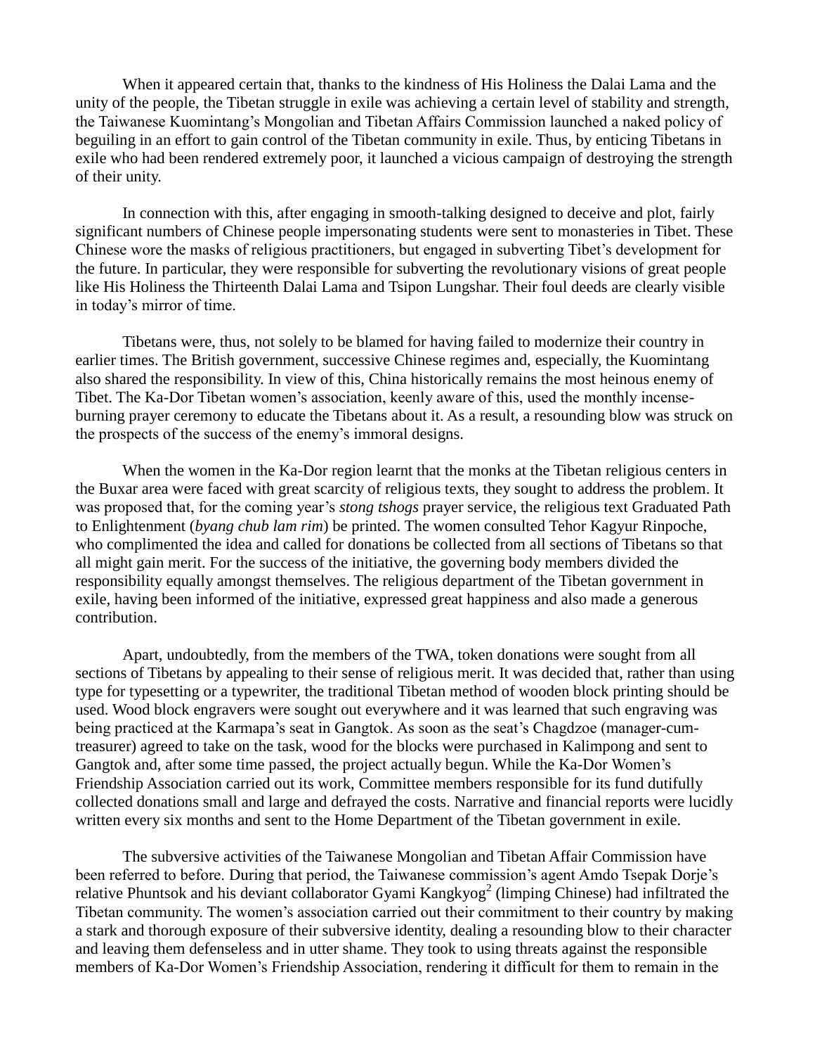When it appeared certain that, thanks to the kindness of His Holiness the Dalai Lama and the unity of the people, the Tibetan struggle in exile was achieving a certain level of stability and strength, the Taiwanese Kuomintang's Mongolian and Tibetan Affairs Commission launched a naked policy of beguiling in an effort to gain control of the Tibetan community in exile. Thus, by enticing Tibetans in exile who had been rendered extremely poor, it launched a vicious campaign of destroying the strength of their unity.

In connection with this, after engaging in smooth-talking designed to deceive and plot, fairly significant numbers of Chinese people impersonating students were sent to monasteries in Tibet. These Chinese wore the masks of religious practitioners, but engaged in subverting Tibet's development for the future. In particular, they were responsible for subverting the revolutionary visions of great people like His Holiness the Thirteenth Dalai Lama and Tsipon Lungshar. Their foul deeds are clearly visible in today's mirror of time.

Tibetans were, thus, not solely to be blamed for having failed to modernize their country in earlier times. The British government, successive Chinese regimes and, especially, the Kuomintang also shared the responsibility. In view of this, China historically remains the most heinous enemy of Tibet. The Ka-Dor Tibetan women's association, keenly aware of this, used the monthly incense-burning prayer ceremony to educate the Tibetans about it. As a result, a resounding blow was struck on the prospects of the success of the enemy's immoral designs.

When the women in the Ka-Dor region learnt that the monks at the Tibetan religious centers in the Buxar area were faced with great scarcity of religious texts, they sought to address the problem. It was proposed that, for the coming year's *stong tshogs* prayer service, the religious text Graduated Path to Enlightenment (*byang chub lam rim*) be printed. The women consulted Tehor Kagyur Rinpoche, who complimented the idea and called for donations be collected from all sections of Tibetans so that all might gain merit. For the success of the initiative, the governing body members divided the responsibility equally amongst themselves. The religious department of the Tibetan government in exile, having been informed of the initiative, expressed great happiness and also made a generous contribution.

Apart, undoubtedly, from the members of the TWA, token donations were sought from all sections of Tibetans by appealing to their sense of religious merit. It was decided that, rather than using type for typesetting or a typewriter, the traditional Tibetan method of wooden block printing should be used. Wood block engravers were sought out everywhere and it was learned that such engraving was being practiced at the Karmapa's seat in Gangtok. As soon as the seat's Chagdzoe (manager-cum-treasurer) agreed to take on the task, wood for the blocks were purchased in Kalimpong and sent to Gangtok and, after some time passed, the project actually begun. While the Ka-Dor Women's Friendship Association carried out its work, Committee members responsible for its fund dutifully collected donations small and large and defrayed the costs. Narrative and financial reports were lucidly written every six months and sent to the Home Department of the Tibetan government in exile.

The subversive activities of the Taiwanese Mongolian and Tibetan Affair Commission have been referred to before. During that period, the Taiwanese commission's agent Amdo Tsepak Dorje's relative Phuntsok and his deviant collaborator Gyami Kangkyog[2] (limping Chinese) had infiltrated the Tibetan community. The women's association carried out their commitment to their country by making a stark and thorough exposure of their subversive identity, dealing a resounding blow to their character and leaving them defenseless and in utter shame. They took to using threats against the responsible members of Ka-Dor Women's Friendship Association, rendering it difficult for them to remain in the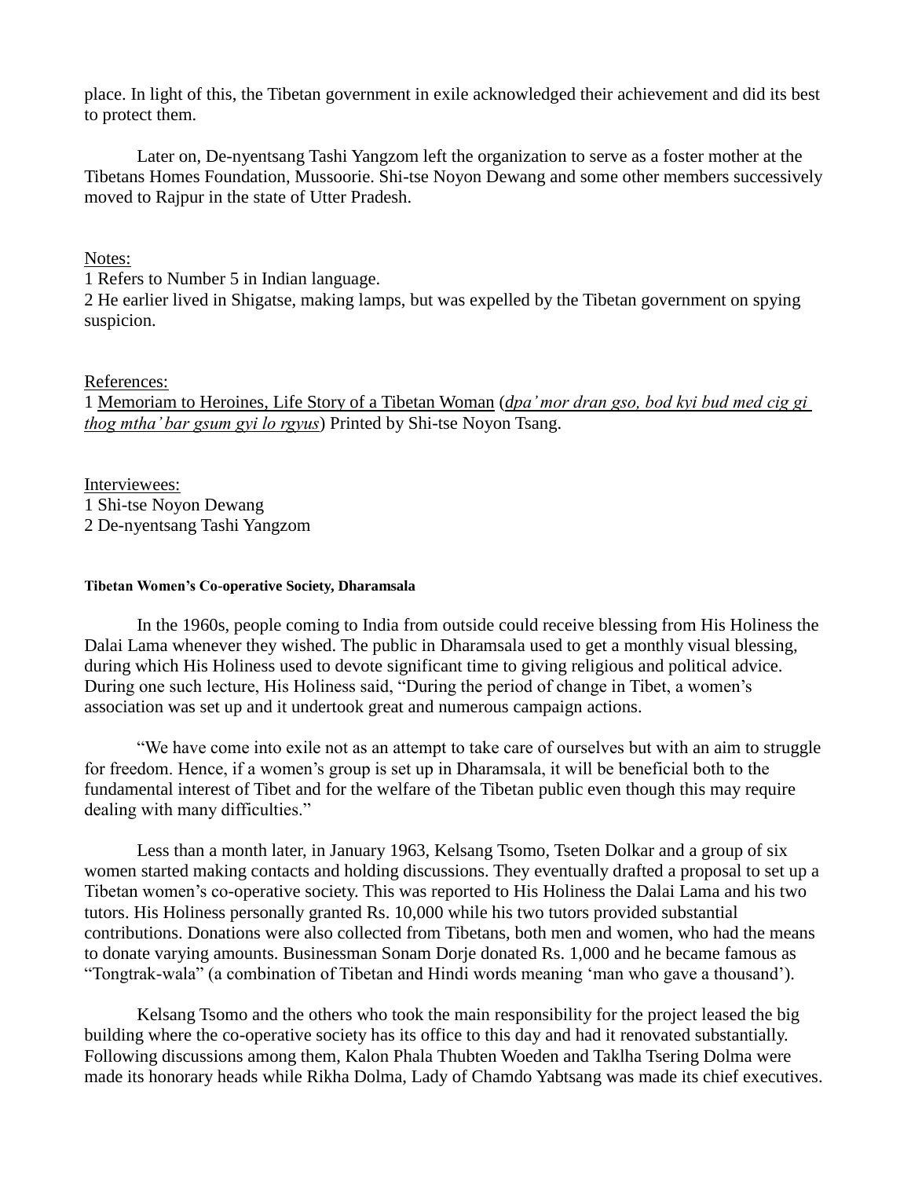place. In light of this, the Tibetan government in exile acknowledged their achievement and did its best to protect them.

Later on, De-nyentsang Tashi Yangzom left the organization to serve as a foster mother at the Tibetans Homes Foundation, Mussoorie. Shi-tse Noyon Dewang and some other members successively moved to Rajpur in the state of Utter Pradesh.

Notes:
1 Refers to Number 5 in Indian language.
2 He earlier lived in Shigatse, making lamps, but was expelled by the Tibetan government on spying suspicion.

References:
1 Memoriam to Heroines, Life Story of a Tibetan Woman (*dpa' mor dran gso, bod kyi bud med cig gi thog mtha' bar gsum gyi lo rgyus*) Printed by Shi-tse Noyon Tsang.

Interviewees:
1 Shi-tse Noyon Dewang
2 De-nyentsang Tashi Yangzom

#### Tibetan Women's Co-operative Society, Dharamsala

In the 1960s, people coming to India from outside could receive blessing from His Holiness the Dalai Lama whenever they wished. The public in Dharamsala used to get a monthly visual blessing, during which His Holiness used to devote significant time to giving religious and political advice. During one such lecture, His Holiness said, "During the period of change in Tibet, a women's association was set up and it undertook great and numerous campaign actions.

"We have come into exile not as an attempt to take care of ourselves but with an aim to struggle for freedom. Hence, if a women's group is set up in Dharamsala, it will be beneficial both to the fundamental interest of Tibet and for the welfare of the Tibetan public even though this may require dealing with many difficulties."

Less than a month later, in January 1963, Kelsang Tsomo, Tseten Dolkar and a group of six women started making contacts and holding discussions. They eventually drafted a proposal to set up a Tibetan women's co-operative society. This was reported to His Holiness the Dalai Lama and his two tutors. His Holiness personally granted Rs. 10,000 while his two tutors provided substantial contributions. Donations were also collected from Tibetans, both men and women, who had the means to donate varying amounts. Businessman Sonam Dorje donated Rs. 1,000 and he became famous as "Tongtrak-wala" (a combination of Tibetan and Hindi words meaning 'man who gave a thousand').

Kelsang Tsomo and the others who took the main responsibility for the project leased the big building where the co-operative society has its office to this day and had it renovated substantially. Following discussions among them, Kalon Phala Thubten Woeden and Taklha Tsering Dolma were made its honorary heads while Rikha Dolma, Lady of Chamdo Yabtsang was made its chief executives.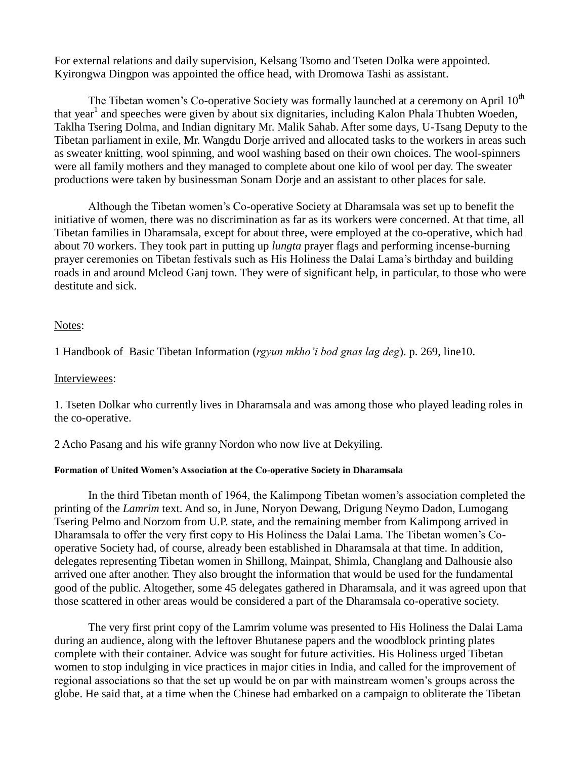For external relations and daily supervision, Kelsang Tsomo and Tseten Dolka were appointed. Kyirongwa Dingpon was appointed the office head, with Dromowa Tashi as assistant.

The Tibetan women's Co-operative Society was formally launched at a ceremony on April 10th that year[1] and speeches were given by about six dignitaries, including Kalon Phala Thubten Woeden, Taklha Tsering Dolma, and Indian dignitary Mr. Malik Sahab. After some days, U-Tsang Deputy to the Tibetan parliament in exile, Mr. Wangdu Dorje arrived and allocated tasks to the workers in areas such as sweater knitting, wool spinning, and wool washing based on their own choices. The wool-spinners were all family mothers and they managed to complete about one kilo of wool per day. The sweater productions were taken by businessman Sonam Dorje and an assistant to other places for sale.

Although the Tibetan women's Co-operative Society at Dharamsala was set up to benefit the initiative of women, there was no discrimination as far as its workers were concerned. At that time, all Tibetan families in Dharamsala, except for about three, were employed at the co-operative, which had about 70 workers. They took part in putting up *lungta* prayer flags and performing incense-burning prayer ceremonies on Tibetan festivals such as His Holiness the Dalai Lama's birthday and building roads in and around Mcleod Ganj town. They were of significant help, in particular, to those who were destitute and sick.

Notes:

1 Handbook of Basic Tibetan Information (*rgyun mkho'i bod gnas lag deg*). p. 269, line10.

Interviewees:

1. Tseten Dolkar who currently lives in Dharamsala and was among those who played leading roles in the co-operative.

2 Acho Pasang and his wife granny Nordon who now live at Dekyiling.

#### Formation of United Women's Association at the Co-operative Society in Dharamsala

In the third Tibetan month of 1964, the Kalimpong Tibetan women's association completed the printing of the *Lamrim* text. And so, in June, Noryon Dewang, Drigung Neymo Dadon, Lumogang Tsering Pelmo and Norzom from U.P. state, and the remaining member from Kalimpong arrived in Dharamsala to offer the very first copy to His Holiness the Dalai Lama. The Tibetan women's Co-operative Society had, of course, already been established in Dharamsala at that time. In addition, delegates representing Tibetan women in Shillong, Mainpat, Shimla, Changlang and Dalhousie also arrived one after another. They also brought the information that would be used for the fundamental good of the public. Altogether, some 45 delegates gathered in Dharamsala, and it was agreed upon that those scattered in other areas would be considered a part of the Dharamsala co-operative society.

The very first print copy of the Lamrim volume was presented to His Holiness the Dalai Lama during an audience, along with the leftover Bhutanese papers and the woodblock printing plates complete with their container. Advice was sought for future activities. His Holiness urged Tibetan women to stop indulging in vice practices in major cities in India, and called for the improvement of regional associations so that the set up would be on par with mainstream women's groups across the globe. He said that, at a time when the Chinese had embarked on a campaign to obliterate the Tibetan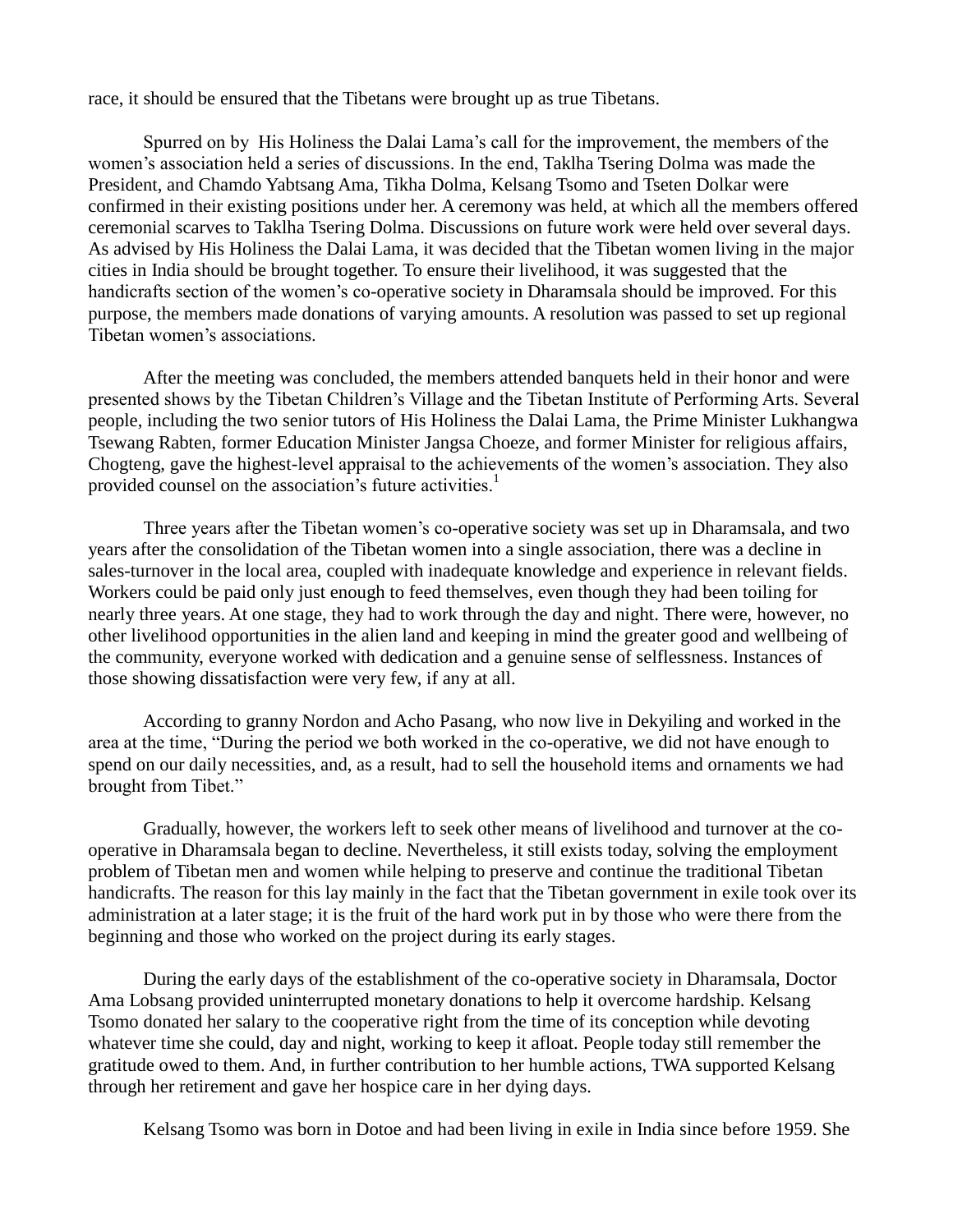race, it should be ensured that the Tibetans were brought up as true Tibetans.

Spurred on by His Holiness the Dalai Lama's call for the improvement, the members of the women's association held a series of discussions. In the end, Taklha Tsering Dolma was made the President, and Chamdo Yabtsang Ama, Tikha Dolma, Kelsang Tsomo and Tseten Dolkar were confirmed in their existing positions under her. A ceremony was held, at which all the members offered ceremonial scarves to Taklha Tsering Dolma. Discussions on future work were held over several days. As advised by His Holiness the Dalai Lama, it was decided that the Tibetan women living in the major cities in India should be brought together. To ensure their livelihood, it was suggested that the handicrafts section of the women's co-operative society in Dharamsala should be improved. For this purpose, the members made donations of varying amounts. A resolution was passed to set up regional Tibetan women's associations.

After the meeting was concluded, the members attended banquets held in their honor and were presented shows by the Tibetan Children's Village and the Tibetan Institute of Performing Arts. Several people, including the two senior tutors of His Holiness the Dalai Lama, the Prime Minister Lukhangwa Tsewang Rabten, former Education Minister Jangsa Choeze, and former Minister for religious affairs, Chogteng, gave the highest-level appraisal to the achievements of the women's association. They also provided counsel on the association's future activities.[1]

Three years after the Tibetan women's co-operative society was set up in Dharamsala, and two years after the consolidation of the Tibetan women into a single association, there was a decline in sales-turnover in the local area, coupled with inadequate knowledge and experience in relevant fields. Workers could be paid only just enough to feed themselves, even though they had been toiling for nearly three years. At one stage, they had to work through the day and night. There were, however, no other livelihood opportunities in the alien land and keeping in mind the greater good and wellbeing of the community, everyone worked with dedication and a genuine sense of selflessness. Instances of those showing dissatisfaction were very few, if any at all.

According to granny Nordon and Acho Pasang, who now live in Dekyiling and worked in the area at the time, "During the period we both worked in the co-operative, we did not have enough to spend on our daily necessities, and, as a result, had to sell the household items and ornaments we had brought from Tibet."

Gradually, however, the workers left to seek other means of livelihood and turnover at the co-operative in Dharamsala began to decline. Nevertheless, it still exists today, solving the employment problem of Tibetan men and women while helping to preserve and continue the traditional Tibetan handicrafts. The reason for this lay mainly in the fact that the Tibetan government in exile took over its administration at a later stage; it is the fruit of the hard work put in by those who were there from the beginning and those who worked on the project during its early stages.

During the early days of the establishment of the co-operative society in Dharamsala, Doctor Ama Lobsang provided uninterrupted monetary donations to help it overcome hardship. Kelsang Tsomo donated her salary to the cooperative right from the time of its conception while devoting whatever time she could, day and night, working to keep it afloat. People today still remember the gratitude owed to them. And, in further contribution to her humble actions, TWA supported Kelsang through her retirement and gave her hospice care in her dying days.

Kelsang Tsomo was born in Dotoe and had been living in exile in India since before 1959. She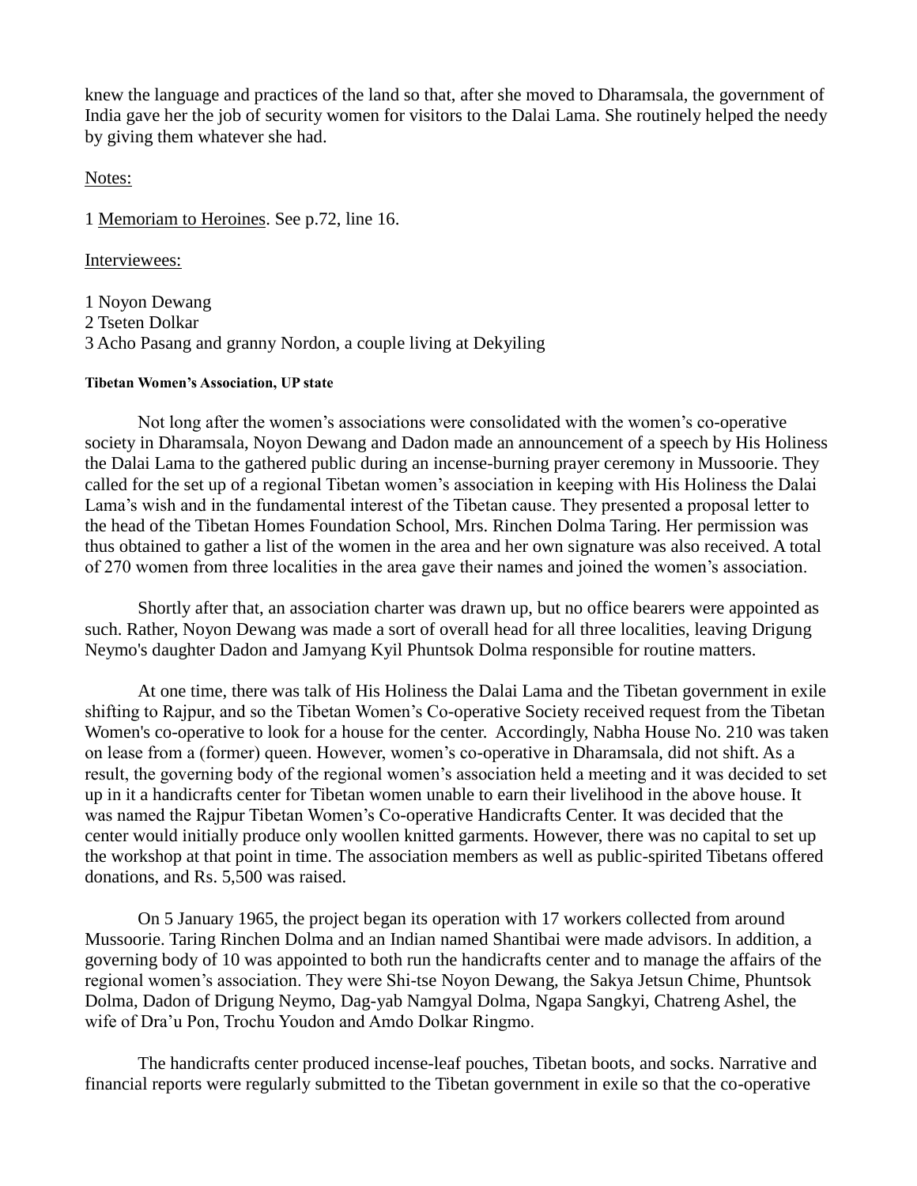knew the language and practices of the land so that, after she moved to Dharamsala, the government of India gave her the job of security women for visitors to the Dalai Lama. She routinely helped the needy by giving them whatever she had.

Notes:

1 Memoriam to Heroines. See p.72, line 16.

Interviewees:

1 Noyon Dewang
2 Tseten Dolkar
3 Acho Pasang and granny Nordon, a couple living at Dekyiling

#### Tibetan Women's Association, UP state

Not long after the women's associations were consolidated with the women's co-operative society in Dharamsala, Noyon Dewang and Dadon made an announcement of a speech by His Holiness the Dalai Lama to the gathered public during an incense-burning prayer ceremony in Mussoorie. They called for the set up of a regional Tibetan women's association in keeping with His Holiness the Dalai Lama's wish and in the fundamental interest of the Tibetan cause. They presented a proposal letter to the head of the Tibetan Homes Foundation School, Mrs. Rinchen Dolma Taring. Her permission was thus obtained to gather a list of the women in the area and her own signature was also received. A total of 270 women from three localities in the area gave their names and joined the women's association.

Shortly after that, an association charter was drawn up, but no office bearers were appointed as such. Rather, Noyon Dewang was made a sort of overall head for all three localities, leaving Drigung Neymo's daughter Dadon and Jamyang Kyil Phuntsok Dolma responsible for routine matters.

At one time, there was talk of His Holiness the Dalai Lama and the Tibetan government in exile shifting to Rajpur, and so the Tibetan Women's Co-operative Society received request from the Tibetan Women's co-operative to look for a house for the center. Accordingly, Nabha House No. 210 was taken on lease from a (former) queen. However, women's co-operative in Dharamsala, did not shift. As a result, the governing body of the regional women's association held a meeting and it was decided to set up in it a handicrafts center for Tibetan women unable to earn their livelihood in the above house. It was named the Rajpur Tibetan Women's Co-operative Handicrafts Center. It was decided that the center would initially produce only woollen knitted garments. However, there was no capital to set up the workshop at that point in time. The association members as well as public-spirited Tibetans offered donations, and Rs. 5,500 was raised.

On 5 January 1965, the project began its operation with 17 workers collected from around Mussoorie. Taring Rinchen Dolma and an Indian named Shantibai were made advisors. In addition, a governing body of 10 was appointed to both run the handicrafts center and to manage the affairs of the regional women's association. They were Shi-tse Noyon Dewang, the Sakya Jetsun Chime, Phuntsok Dolma, Dadon of Drigung Neymo, Dag-yab Namgyal Dolma, Ngapa Sangkyi, Chatreng Ashel, the wife of Dra'u Pon, Trochu Youdon and Amdo Dolkar Ringmo.

The handicrafts center produced incense-leaf pouches, Tibetan boots, and socks. Narrative and financial reports were regularly submitted to the Tibetan government in exile so that the co-operative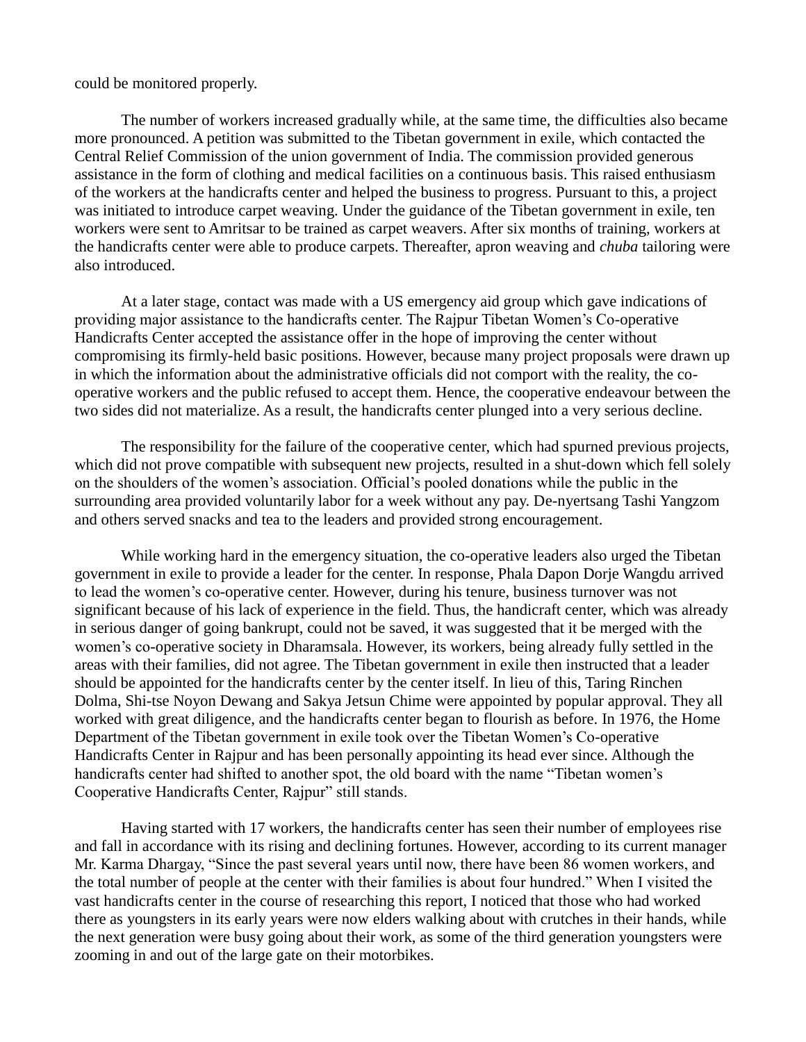could be monitored properly.

The number of workers increased gradually while, at the same time, the difficulties also became more pronounced. A petition was submitted to the Tibetan government in exile, which contacted the Central Relief Commission of the union government of India. The commission provided generous assistance in the form of clothing and medical facilities on a continuous basis. This raised enthusiasm of the workers at the handicrafts center and helped the business to progress. Pursuant to this, a project was initiated to introduce carpet weaving. Under the guidance of the Tibetan government in exile, ten workers were sent to Amritsar to be trained as carpet weavers. After six months of training, workers at the handicrafts center were able to produce carpets. Thereafter, apron weaving and *chuba* tailoring were also introduced.

At a later stage, contact was made with a US emergency aid group which gave indications of providing major assistance to the handicrafts center. The Rajpur Tibetan Women's Co-operative Handicrafts Center accepted the assistance offer in the hope of improving the center without compromising its firmly-held basic positions. However, because many project proposals were drawn up in which the information about the administrative officials did not comport with the reality, the co-operative workers and the public refused to accept them. Hence, the cooperative endeavour between the two sides did not materialize. As a result, the handicrafts center plunged into a very serious decline.

The responsibility for the failure of the cooperative center, which had spurned previous projects, which did not prove compatible with subsequent new projects, resulted in a shut-down which fell solely on the shoulders of the women's association. Official's pooled donations while the public in the surrounding area provided voluntarily labor for a week without any pay. De-nyertsang Tashi Yangzom and others served snacks and tea to the leaders and provided strong encouragement.

While working hard in the emergency situation, the co-operative leaders also urged the Tibetan government in exile to provide a leader for the center. In response, Phala Dapon Dorje Wangdu arrived to lead the women's co-operative center. However, during his tenure, business turnover was not significant because of his lack of experience in the field. Thus, the handicraft center, which was already in serious danger of going bankrupt, could not be saved, it was suggested that it be merged with the women's co-operative society in Dharamsala. However, its workers, being already fully settled in the areas with their families, did not agree. The Tibetan government in exile then instructed that a leader should be appointed for the handicrafts center by the center itself. In lieu of this, Taring Rinchen Dolma, Shi-tse Noyon Dewang and Sakya Jetsun Chime were appointed by popular approval. They all worked with great diligence, and the handicrafts center began to flourish as before. In 1976, the Home Department of the Tibetan government in exile took over the Tibetan Women's Co-operative Handicrafts Center in Rajpur and has been personally appointing its head ever since. Although the handicrafts center had shifted to another spot, the old board with the name "Tibetan women's Cooperative Handicrafts Center, Rajpur" still stands.

Having started with 17 workers, the handicrafts center has seen their number of employees rise and fall in accordance with its rising and declining fortunes. However, according to its current manager Mr. Karma Dhargay, "Since the past several years until now, there have been 86 women workers, and the total number of people at the center with their families is about four hundred." When I visited the vast handicrafts center in the course of researching this report, I noticed that those who had worked there as youngsters in its early years were now elders walking about with crutches in their hands, while the next generation were busy going about their work, as some of the third generation youngsters were zooming in and out of the large gate on their motorbikes.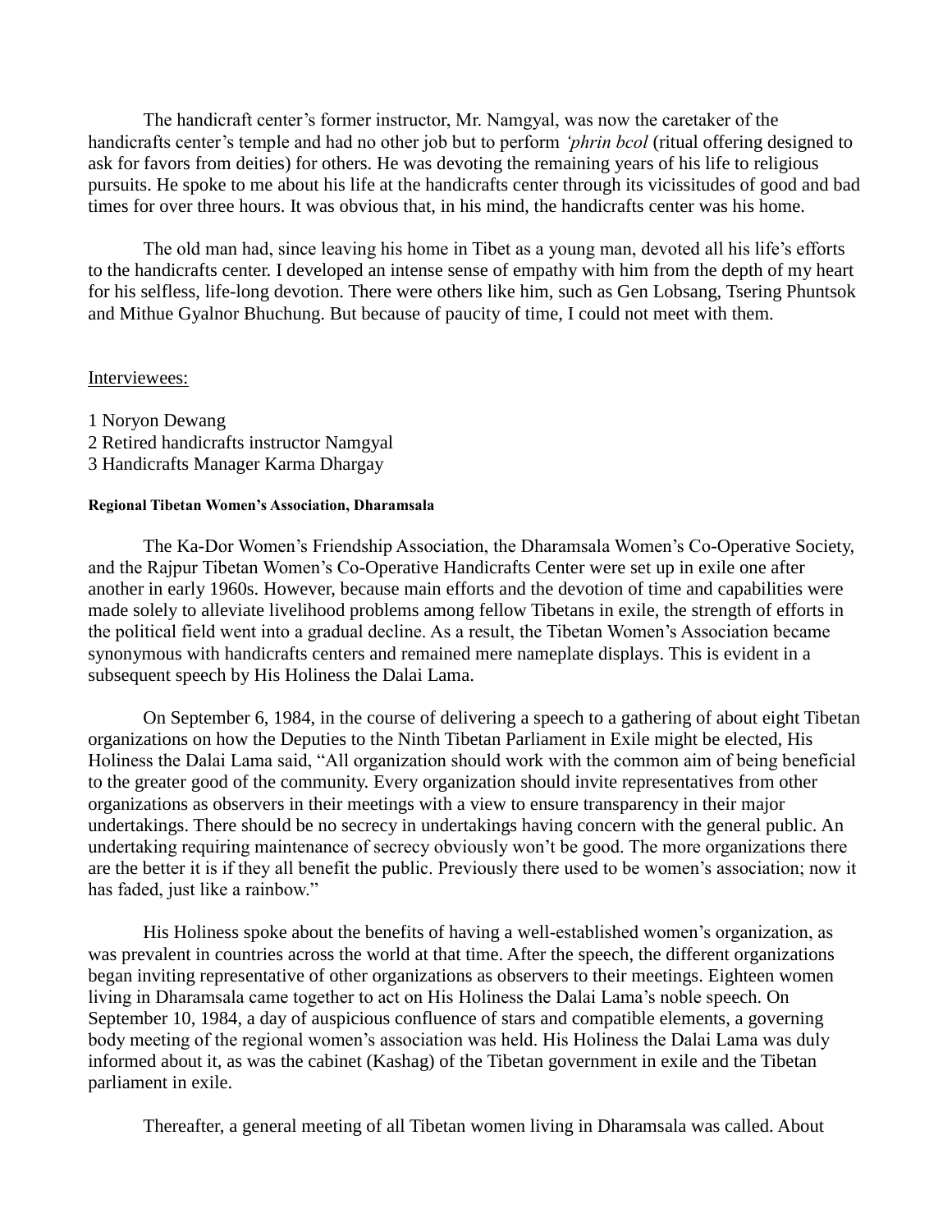The handicraft center's former instructor, Mr. Namgyal, was now the caretaker of the handicrafts center's temple and had no other job but to perform *'phrin bcol* (ritual offering designed to ask for favors from deities) for others. He was devoting the remaining years of his life to religious pursuits. He spoke to me about his life at the handicrafts center through its vicissitudes of good and bad times for over three hours. It was obvious that, in his mind, the handicrafts center was his home.

The old man had, since leaving his home in Tibet as a young man, devoted all his life's efforts to the handicrafts center. I developed an intense sense of empathy with him from the depth of my heart for his selfless, life-long devotion. There were others like him, such as Gen Lobsang, Tsering Phuntsok and Mithue Gyalnor Bhuchung. But because of paucity of time, I could not meet with them.

<u>Interviewees:</u>

1 Noryon Dewang
2 Retired handicrafts instructor Namgyal
3 Handicrafts Manager Karma Dhargay

#### Regional Tibetan Women's Association, Dharamsala

The Ka-Dor Women's Friendship Association, the Dharamsala Women's Co-Operative Society, and the Rajpur Tibetan Women's Co-Operative Handicrafts Center were set up in exile one after another in early 1960s. However, because main efforts and the devotion of time and capabilities were made solely to alleviate livelihood problems among fellow Tibetans in exile, the strength of efforts in the political field went into a gradual decline. As a result, the Tibetan Women's Association became synonymous with handicrafts centers and remained mere nameplate displays. This is evident in a subsequent speech by His Holiness the Dalai Lama.

On September 6, 1984, in the course of delivering a speech to a gathering of about eight Tibetan organizations on how the Deputies to the Ninth Tibetan Parliament in Exile might be elected, His Holiness the Dalai Lama said, "All organization should work with the common aim of being beneficial to the greater good of the community. Every organization should invite representatives from other organizations as observers in their meetings with a view to ensure transparency in their major undertakings. There should be no secrecy in undertakings having concern with the general public. An undertaking requiring maintenance of secrecy obviously won't be good. The more organizations there are the better it is if they all benefit the public. Previously there used to be women's association; now it has faded, just like a rainbow."

His Holiness spoke about the benefits of having a well-established women's organization, as was prevalent in countries across the world at that time. After the speech, the different organizations began inviting representative of other organizations as observers to their meetings. Eighteen women living in Dharamsala came together to act on His Holiness the Dalai Lama's noble speech. On September 10, 1984, a day of auspicious confluence of stars and compatible elements, a governing body meeting of the regional women's association was held. His Holiness the Dalai Lama was duly informed about it, as was the cabinet (Kashag) of the Tibetan government in exile and the Tibetan parliament in exile.

Thereafter, a general meeting of all Tibetan women living in Dharamsala was called. About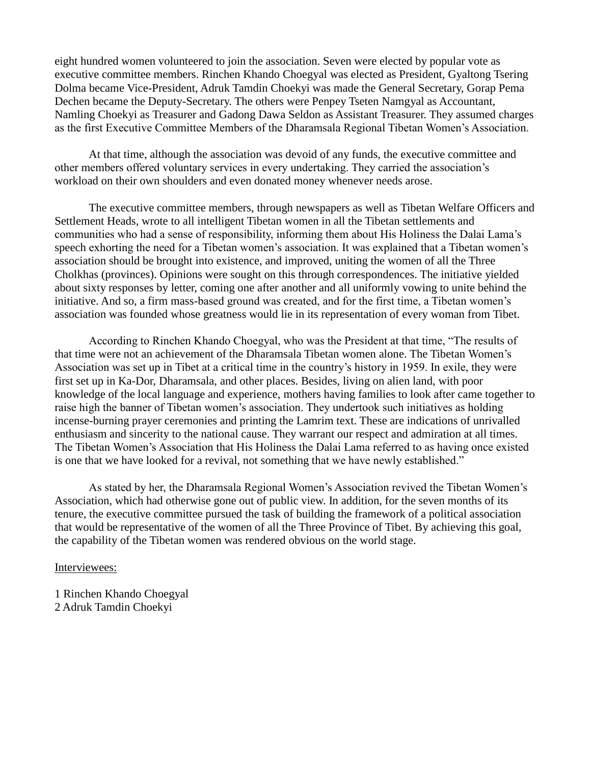eight hundred women volunteered to join the association. Seven were elected by popular vote as executive committee members. Rinchen Khando Choegyal was elected as President, Gyaltong Tsering Dolma became Vice-President, Adruk Tamdin Choekyi was made the General Secretary, Gorap Pema Dechen became the Deputy-Secretary. The others were Penpey Tseten Namgyal as Accountant, Namling Choekyi as Treasurer and Gadong Dawa Seldon as Assistant Treasurer. They assumed charges as the first Executive Committee Members of the Dharamsala Regional Tibetan Women's Association.

At that time, although the association was devoid of any funds, the executive committee and other members offered voluntary services in every undertaking. They carried the association's workload on their own shoulders and even donated money whenever needs arose.

The executive committee members, through newspapers as well as Tibetan Welfare Officers and Settlement Heads, wrote to all intelligent Tibetan women in all the Tibetan settlements and communities who had a sense of responsibility, informing them about His Holiness the Dalai Lama's speech exhorting the need for a Tibetan women's association. It was explained that a Tibetan women's association should be brought into existence, and improved, uniting the women of all the Three Cholkhas (provinces). Opinions were sought on this through correspondences. The initiative yielded about sixty responses by letter, coming one after another and all uniformly vowing to unite behind the initiative. And so, a firm mass-based ground was created, and for the first time, a Tibetan women's association was founded whose greatness would lie in its representation of every woman from Tibet.

According to Rinchen Khando Choegyal, who was the President at that time, "The results of that time were not an achievement of the Dharamsala Tibetan women alone. The Tibetan Women's Association was set up in Tibet at a critical time in the country's history in 1959. In exile, they were first set up in Ka-Dor, Dharamsala, and other places. Besides, living on alien land, with poor knowledge of the local language and experience, mothers having families to look after came together to raise high the banner of Tibetan women's association. They undertook such initiatives as holding incense-burning prayer ceremonies and printing the Lamrim text. These are indications of unrivalled enthusiasm and sincerity to the national cause. They warrant our respect and admiration at all times. The Tibetan Women's Association that His Holiness the Dalai Lama referred to as having once existed is one that we have looked for a revival, not something that we have newly established."

As stated by her, the Dharamsala Regional Women's Association revived the Tibetan Women's Association, which had otherwise gone out of public view. In addition, for the seven months of its tenure, the executive committee pursued the task of building the framework of a political association that would be representative of the women of all the Three Province of Tibet. By achieving this goal, the capability of the Tibetan women was rendered obvious on the world stage.

Interviewees:

1 Rinchen Khando Choegyal
2 Adruk Tamdin Choekyi